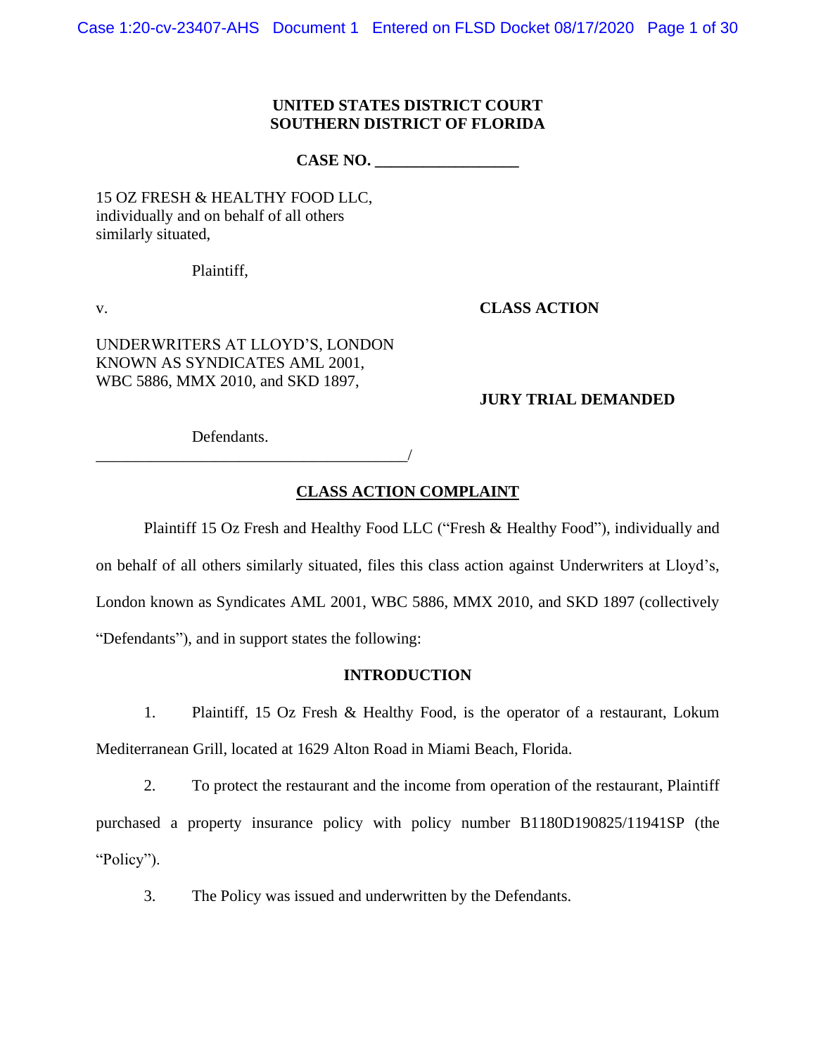**UNITED STATES DISTRICT COURT**
**SOUTHERN DISTRICT OF FLORIDA**

**CASE NO. \_\_\_\_\_\_\_\_\_\_\_\_\_\_\_\_\_\_**

15 OZ FRESH & HEALTHY FOOD LLC, individually and on behalf of all others similarly situated,

Plaintiff,

v. **CLASS ACTION**

UNDERWRITERS AT LLOYD'S, LONDON KNOWN AS SYNDICATES AML 2001, WBC 5886, MMX 2010, and SKD 1897,

**JURY TRIAL DEMANDED**

Defendants.
\_\_\_\_\_\_\_\_\_\_\_\_\_\_\_\_\_\_\_\_\_\_\_\_\_\_\_\_\_\_\_\_\_\_\_\_\_\_\_\_/

## CLASS ACTION COMPLAINT

Plaintiff 15 Oz Fresh and Healthy Food LLC ("Fresh & Healthy Food"), individually and on behalf of all others similarly situated, files this class action against Underwriters at Lloyd's, London known as Syndicates AML 2001, WBC 5886, MMX 2010, and SKD 1897 (collectively "Defendants"), and in support states the following:

### INTRODUCTION

1. Plaintiff, 15 Oz Fresh & Healthy Food, is the operator of a restaurant, Lokum Mediterranean Grill, located at 1629 Alton Road in Miami Beach, Florida.

2. To protect the restaurant and the income from operation of the restaurant, Plaintiff purchased a property insurance policy with policy number B1180D190825/11941SP (the "Policy").

3. The Policy was issued and underwritten by the Defendants.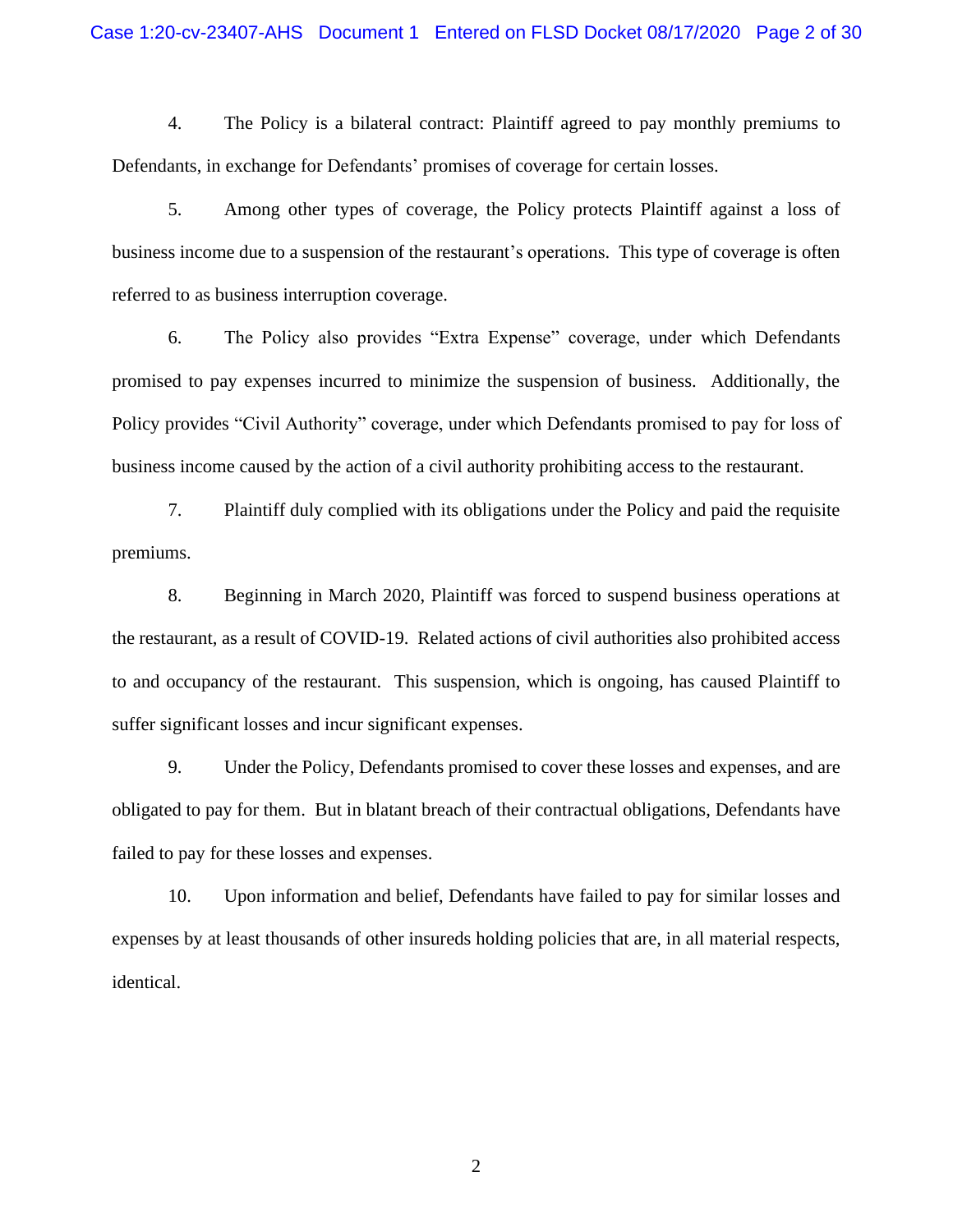4. The Policy is a bilateral contract: Plaintiff agreed to pay monthly premiums to Defendants, in exchange for Defendants' promises of coverage for certain losses.

5. Among other types of coverage, the Policy protects Plaintiff against a loss of business income due to a suspension of the restaurant's operations. This type of coverage is often referred to as business interruption coverage.

6. The Policy also provides "Extra Expense" coverage, under which Defendants promised to pay expenses incurred to minimize the suspension of business. Additionally, the Policy provides "Civil Authority" coverage, under which Defendants promised to pay for loss of business income caused by the action of a civil authority prohibiting access to the restaurant.

7. Plaintiff duly complied with its obligations under the Policy and paid the requisite premiums.

8. Beginning in March 2020, Plaintiff was forced to suspend business operations at the restaurant, as a result of COVID-19. Related actions of civil authorities also prohibited access to and occupancy of the restaurant. This suspension, which is ongoing, has caused Plaintiff to suffer significant losses and incur significant expenses.

9. Under the Policy, Defendants promised to cover these losses and expenses, and are obligated to pay for them. But in blatant breach of their contractual obligations, Defendants have failed to pay for these losses and expenses.

10. Upon information and belief, Defendants have failed to pay for similar losses and expenses by at least thousands of other insureds holding policies that are, in all material respects, identical.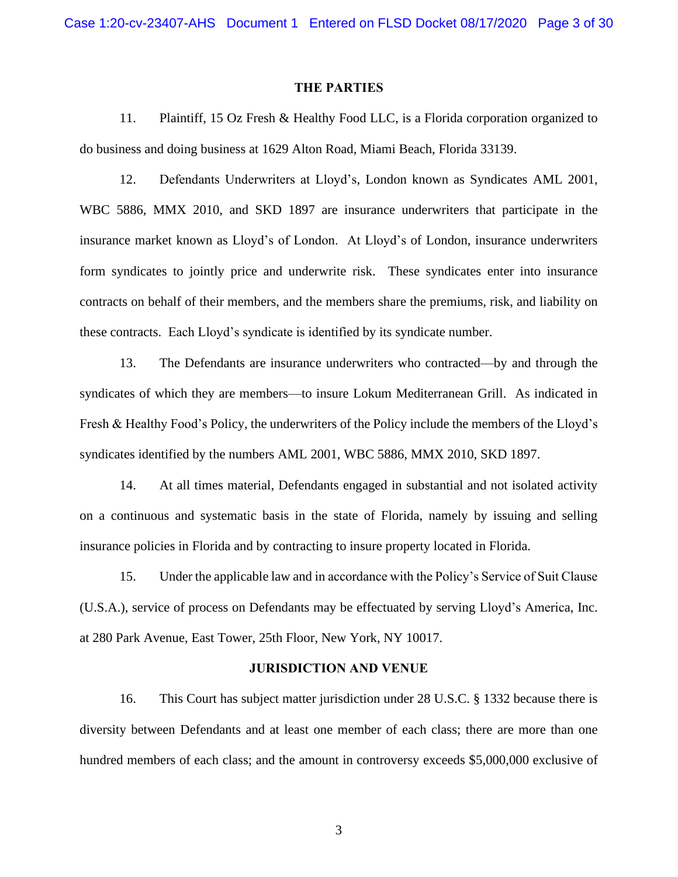## THE PARTIES

11. Plaintiff, 15 Oz Fresh & Healthy Food LLC, is a Florida corporation organized to do business and doing business at 1629 Alton Road, Miami Beach, Florida 33139.

12. Defendants Underwriters at Lloyd's, London known as Syndicates AML 2001, WBC 5886, MMX 2010, and SKD 1897 are insurance underwriters that participate in the insurance market known as Lloyd's of London. At Lloyd's of London, insurance underwriters form syndicates to jointly price and underwrite risk. These syndicates enter into insurance contracts on behalf of their members, and the members share the premiums, risk, and liability on these contracts. Each Lloyd's syndicate is identified by its syndicate number.

13. The Defendants are insurance underwriters who contracted—by and through the syndicates of which they are members—to insure Lokum Mediterranean Grill. As indicated in Fresh & Healthy Food's Policy, the underwriters of the Policy include the members of the Lloyd's syndicates identified by the numbers AML 2001, WBC 5886, MMX 2010, SKD 1897.

14. At all times material, Defendants engaged in substantial and not isolated activity on a continuous and systematic basis in the state of Florida, namely by issuing and selling insurance policies in Florida and by contracting to insure property located in Florida.

15. Under the applicable law and in accordance with the Policy's Service of Suit Clause (U.S.A.), service of process on Defendants may be effectuated by serving Lloyd's America, Inc. at 280 Park Avenue, East Tower, 25th Floor, New York, NY 10017.

## JURISDICTION AND VENUE

16. This Court has subject matter jurisdiction under 28 U.S.C. § 1332 because there is diversity between Defendants and at least one member of each class; there are more than one hundred members of each class; and the amount in controversy exceeds $5,000,000 exclusive of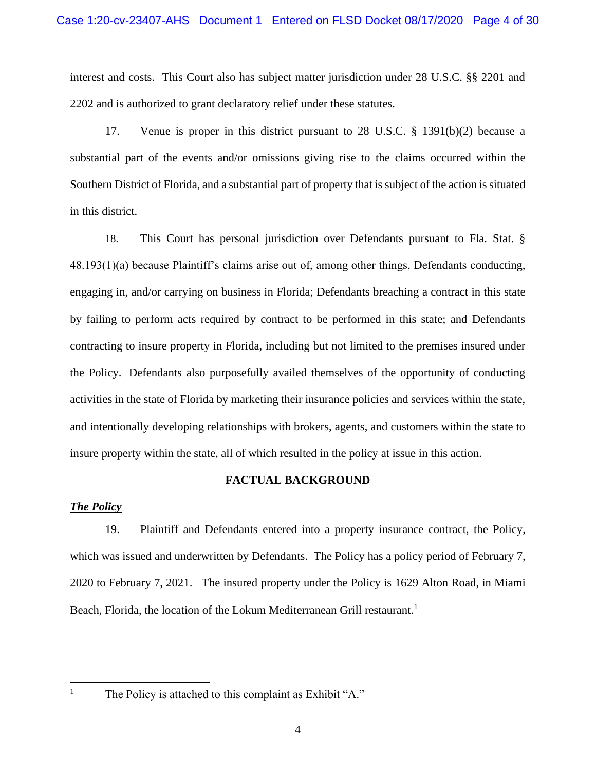interest and costs. This Court also has subject matter jurisdiction under 28 U.S.C. §§ 2201 and 2202 and is authorized to grant declaratory relief under these statutes.

17. Venue is proper in this district pursuant to 28 U.S.C. § 1391(b)(2) because a substantial part of the events and/or omissions giving rise to the claims occurred within the Southern District of Florida, and a substantial part of property that is subject of the action is situated in this district.

18. This Court has personal jurisdiction over Defendants pursuant to Fla. Stat. § 48.193(1)(a) because Plaintiff's claims arise out of, among other things, Defendants conducting, engaging in, and/or carrying on business in Florida; Defendants breaching a contract in this state by failing to perform acts required by contract to be performed in this state; and Defendants contracting to insure property in Florida, including but not limited to the premises insured under the Policy. Defendants also purposefully availed themselves of the opportunity of conducting activities in the state of Florida by marketing their insurance policies and services within the state, and intentionally developing relationships with brokers, agents, and customers within the state to insure property within the state, all of which resulted in the policy at issue in this action.

## FACTUAL BACKGROUND

***The Policy***

19. Plaintiff and Defendants entered into a property insurance contract, the Policy, which was issued and underwritten by Defendants. The Policy has a policy period of February 7, 2020 to February 7, 2021. The insured property under the Policy is 1629 Alton Road, in Miami Beach, Florida, the location of the Lokum Mediterranean Grill restaurant.[1]

---

[1] The Policy is attached to this complaint as Exhibit "A."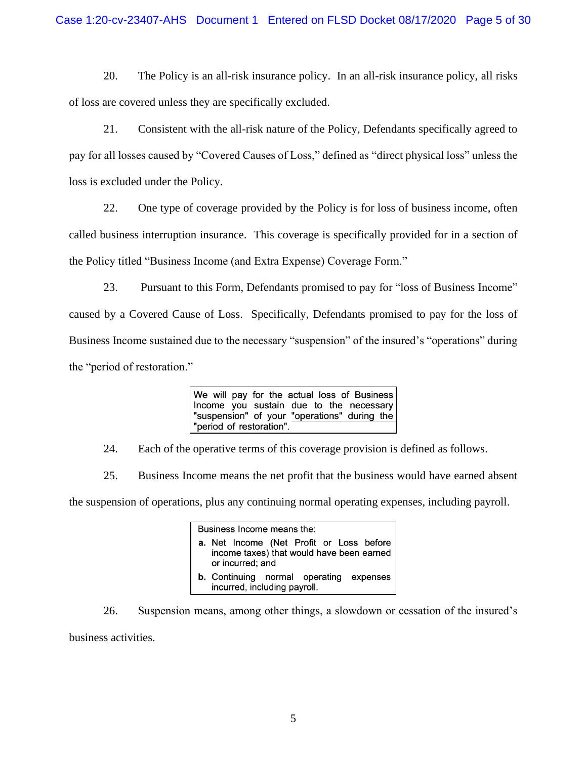20. The Policy is an all-risk insurance policy. In an all-risk insurance policy, all risks of loss are covered unless they are specifically excluded.

21. Consistent with the all-risk nature of the Policy, Defendants specifically agreed to pay for all losses caused by "Covered Causes of Loss," defined as "direct physical loss" unless the loss is excluded under the Policy.

22. One type of coverage provided by the Policy is for loss of business income, often called business interruption insurance. This coverage is specifically provided for in a section of the Policy titled "Business Income (and Extra Expense) Coverage Form."

23. Pursuant to this Form, Defendants promised to pay for "loss of Business Income" caused by a Covered Cause of Loss. Specifically, Defendants promised to pay for the loss of Business Income sustained due to the necessary "suspension" of the insured's "operations" during the "period of restoration."

> We will pay for the actual loss of Business Income you sustain due to the necessary "suspension" of your "operations" during the "period of restoration".

24. Each of the operative terms of this coverage provision is defined as follows.

25. Business Income means the net profit that the business would have earned absent the suspension of operations, plus any continuing normal operating expenses, including payroll.

> Business Income means the:
>
> **a.** Net Income (Net Profit or Loss before income taxes) that would have been earned or incurred; and
>
> **b.** Continuing normal operating expenses incurred, including payroll.

26. Suspension means, among other things, a slowdown or cessation of the insured's business activities.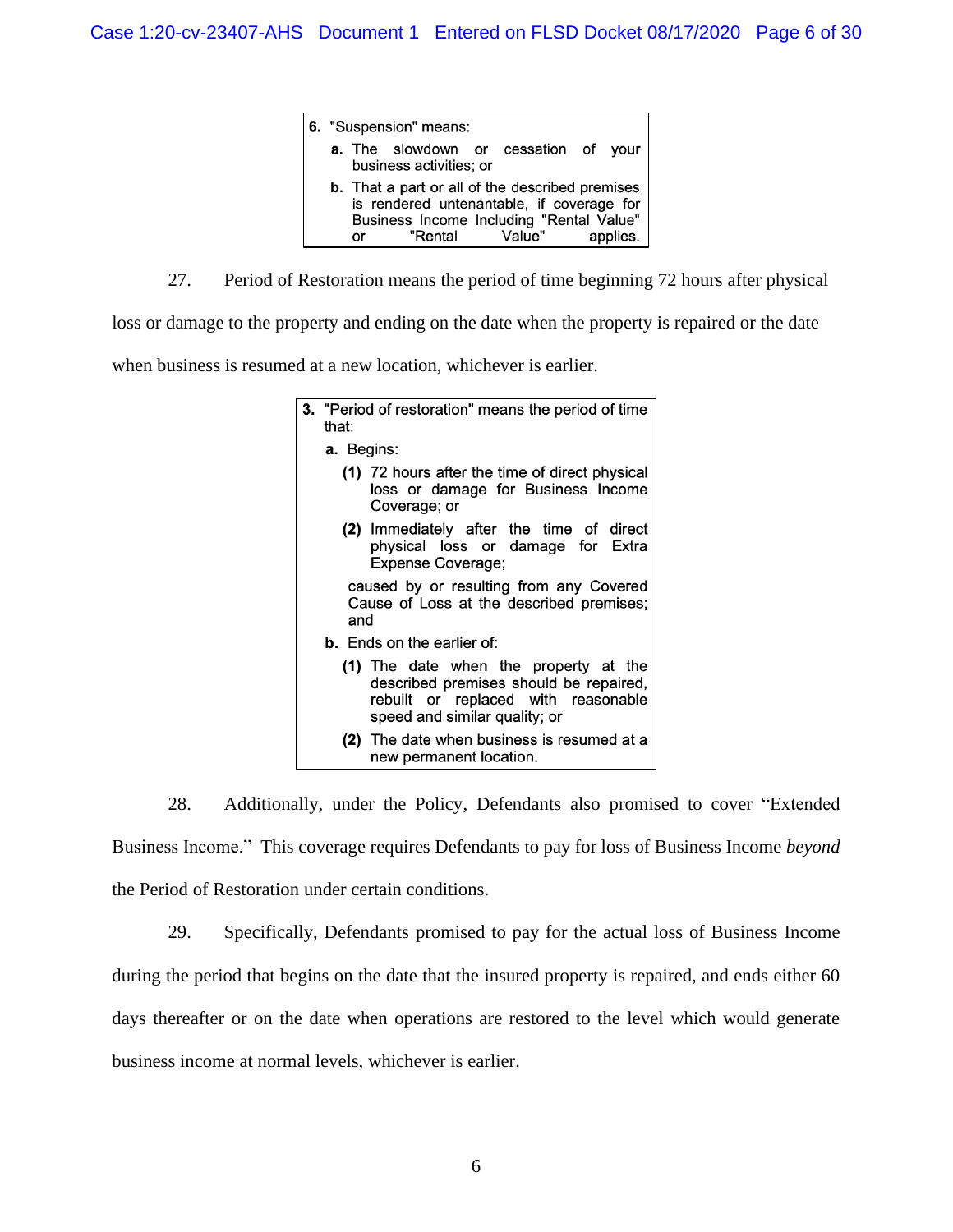> **6.** "Suspension" means:
>
> **a.** The slowdown or cessation of your business activities; or
>
> **b.** That a part or all of the described premises is rendered untenantable, if coverage for Business Income Including "Rental Value" or "Rental Value" applies.

27. Period of Restoration means the period of time beginning 72 hours after physical loss or damage to the property and ending on the date when the property is repaired or the date when business is resumed at a new location, whichever is earlier.

> **3.** "Period of restoration" means the period of time that:
>
> **a.** Begins:
>
> **(1)** 72 hours after the time of direct physical loss or damage for Business Income Coverage; or
>
> **(2)** Immediately after the time of direct physical loss or damage for Extra Expense Coverage;
>
> caused by or resulting from any Covered Cause of Loss at the described premises; and
>
> **b.** Ends on the earlier of:
>
> **(1)** The date when the property at the described premises should be repaired, rebuilt or replaced with reasonable speed and similar quality; or
>
> **(2)** The date when business is resumed at a new permanent location.

28. Additionally, under the Policy, Defendants also promised to cover "Extended Business Income." This coverage requires Defendants to pay for loss of Business Income *beyond* the Period of Restoration under certain conditions.

29. Specifically, Defendants promised to pay for the actual loss of Business Income during the period that begins on the date that the insured property is repaired, and ends either 60 days thereafter or on the date when operations are restored to the level which would generate business income at normal levels, whichever is earlier.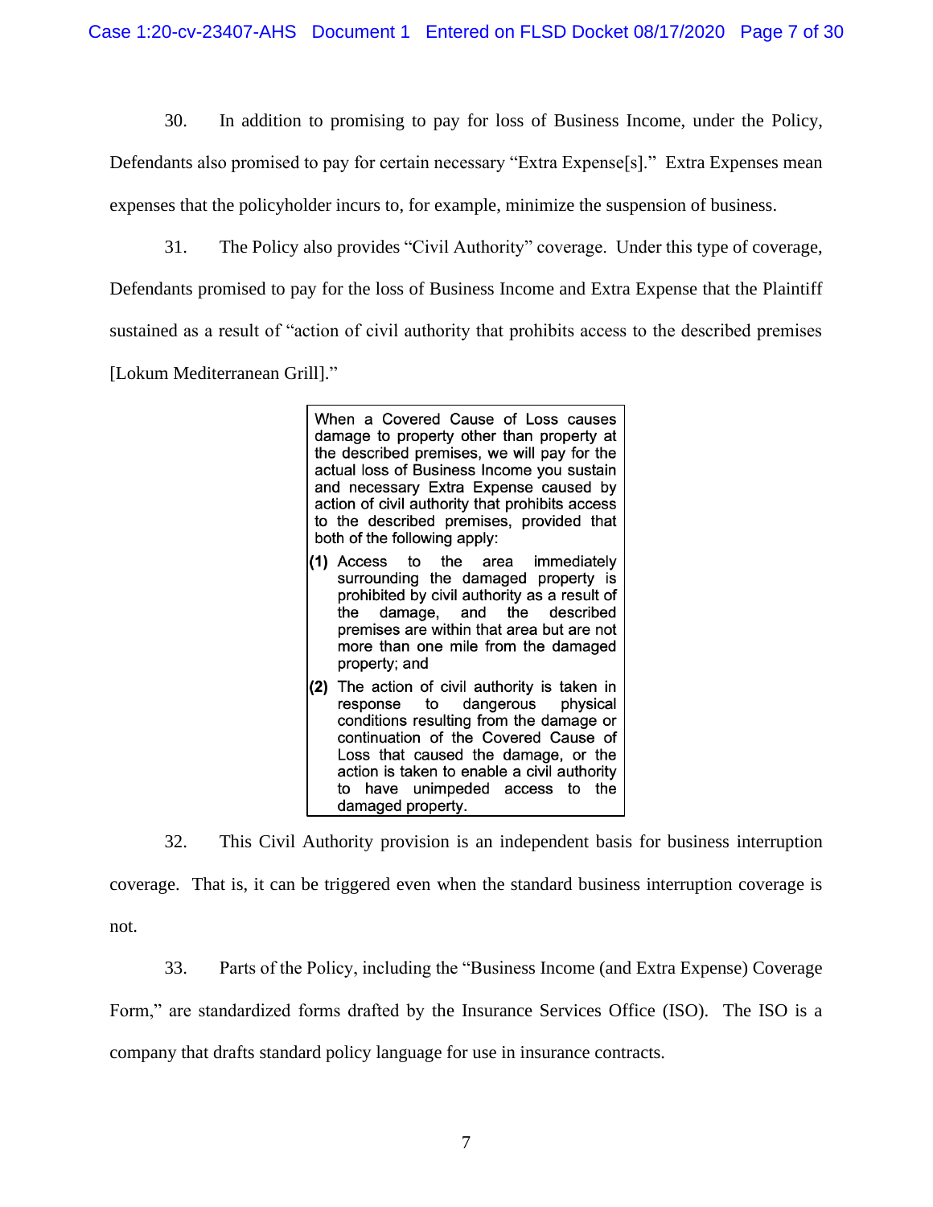30. In addition to promising to pay for loss of Business Income, under the Policy, Defendants also promised to pay for certain necessary "Extra Expense[s]." Extra Expenses mean expenses that the policyholder incurs to, for example, minimize the suspension of business.

31. The Policy also provides "Civil Authority" coverage. Under this type of coverage, Defendants promised to pay for the loss of Business Income and Extra Expense that the Plaintiff sustained as a result of "action of civil authority that prohibits access to the described premises [Lokum Mediterranean Grill]."

> When a Covered Cause of Loss causes damage to property other than property at the described premises, we will pay for the actual loss of Business Income you sustain and necessary Extra Expense caused by action of civil authority that prohibits access to the described premises, provided that both of the following apply:
>
> **(1)** Access to the area immediately surrounding the damaged property is prohibited by civil authority as a result of the damage, and the described premises are within that area but are not more than one mile from the damaged property; and
>
> **(2)** The action of civil authority is taken in response to dangerous physical conditions resulting from the damage or continuation of the Covered Cause of Loss that caused the damage, or the action is taken to enable a civil authority to have unimpeded access to the damaged property.

32. This Civil Authority provision is an independent basis for business interruption coverage. That is, it can be triggered even when the standard business interruption coverage is not.

33. Parts of the Policy, including the "Business Income (and Extra Expense) Coverage Form," are standardized forms drafted by the Insurance Services Office (ISO). The ISO is a company that drafts standard policy language for use in insurance contracts.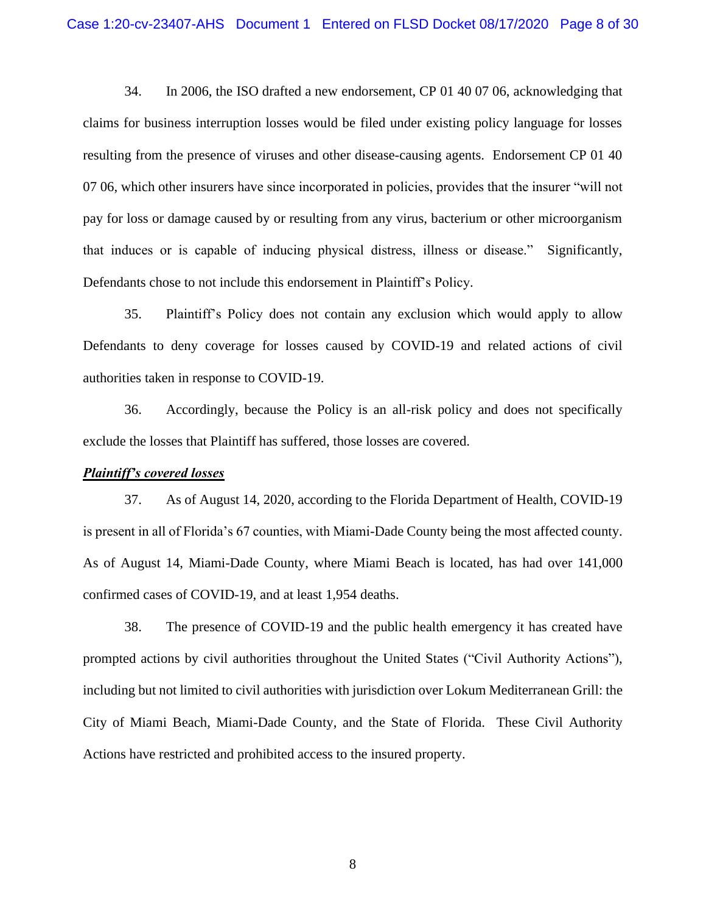34. In 2006, the ISO drafted a new endorsement, CP 01 40 07 06, acknowledging that claims for business interruption losses would be filed under existing policy language for losses resulting from the presence of viruses and other disease-causing agents. Endorsement CP 01 40 07 06, which other insurers have since incorporated in policies, provides that the insurer "will not pay for loss or damage caused by or resulting from any virus, bacterium or other microorganism that induces or is capable of inducing physical distress, illness or disease." Significantly, Defendants chose to not include this endorsement in Plaintiff's Policy.

35. Plaintiff's Policy does not contain any exclusion which would apply to allow Defendants to deny coverage for losses caused by COVID-19 and related actions of civil authorities taken in response to COVID-19.

36. Accordingly, because the Policy is an all-risk policy and does not specifically exclude the losses that Plaintiff has suffered, those losses are covered.

***Plaintiff's covered losses***

37. As of August 14, 2020, according to the Florida Department of Health, COVID-19 is present in all of Florida's 67 counties, with Miami-Dade County being the most affected county. As of August 14, Miami-Dade County, where Miami Beach is located, has had over 141,000 confirmed cases of COVID-19, and at least 1,954 deaths.

38. The presence of COVID-19 and the public health emergency it has created have prompted actions by civil authorities throughout the United States ("Civil Authority Actions"), including but not limited to civil authorities with jurisdiction over Lokum Mediterranean Grill: the City of Miami Beach, Miami-Dade County, and the State of Florida. These Civil Authority Actions have restricted and prohibited access to the insured property.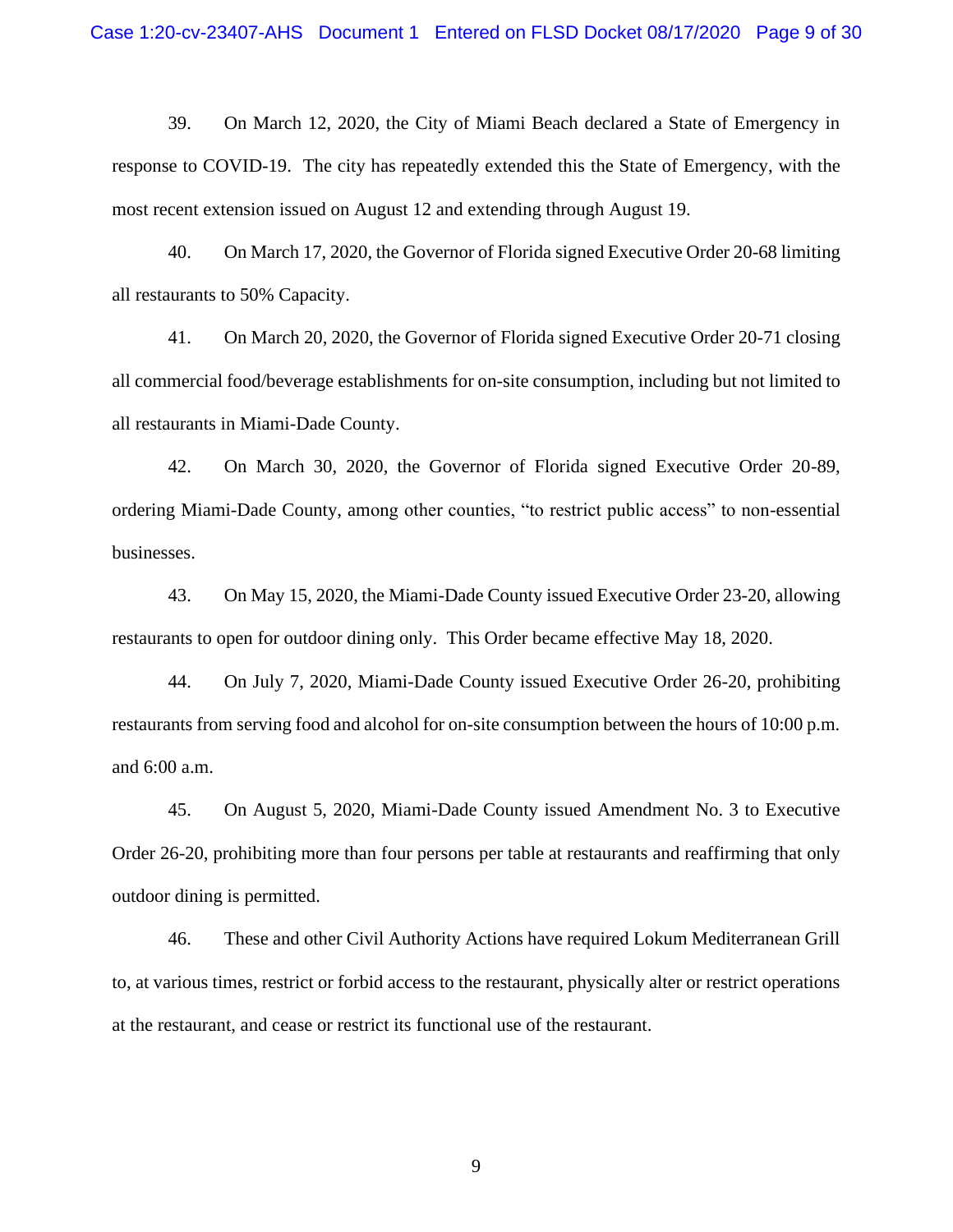39. On March 12, 2020, the City of Miami Beach declared a State of Emergency in response to COVID-19. The city has repeatedly extended this the State of Emergency, with the most recent extension issued on August 12 and extending through August 19.

40. On March 17, 2020, the Governor of Florida signed Executive Order 20-68 limiting all restaurants to 50% Capacity.

41. On March 20, 2020, the Governor of Florida signed Executive Order 20-71 closing all commercial food/beverage establishments for on-site consumption, including but not limited to all restaurants in Miami-Dade County.

42. On March 30, 2020, the Governor of Florida signed Executive Order 20-89, ordering Miami-Dade County, among other counties, "to restrict public access" to non-essential businesses.

43. On May 15, 2020, the Miami-Dade County issued Executive Order 23-20, allowing restaurants to open for outdoor dining only. This Order became effective May 18, 2020.

44. On July 7, 2020, Miami-Dade County issued Executive Order 26-20, prohibiting restaurants from serving food and alcohol for on-site consumption between the hours of 10:00 p.m. and 6:00 a.m.

45. On August 5, 2020, Miami-Dade County issued Amendment No. 3 to Executive Order 26-20, prohibiting more than four persons per table at restaurants and reaffirming that only outdoor dining is permitted.

46. These and other Civil Authority Actions have required Lokum Mediterranean Grill to, at various times, restrict or forbid access to the restaurant, physically alter or restrict operations at the restaurant, and cease or restrict its functional use of the restaurant.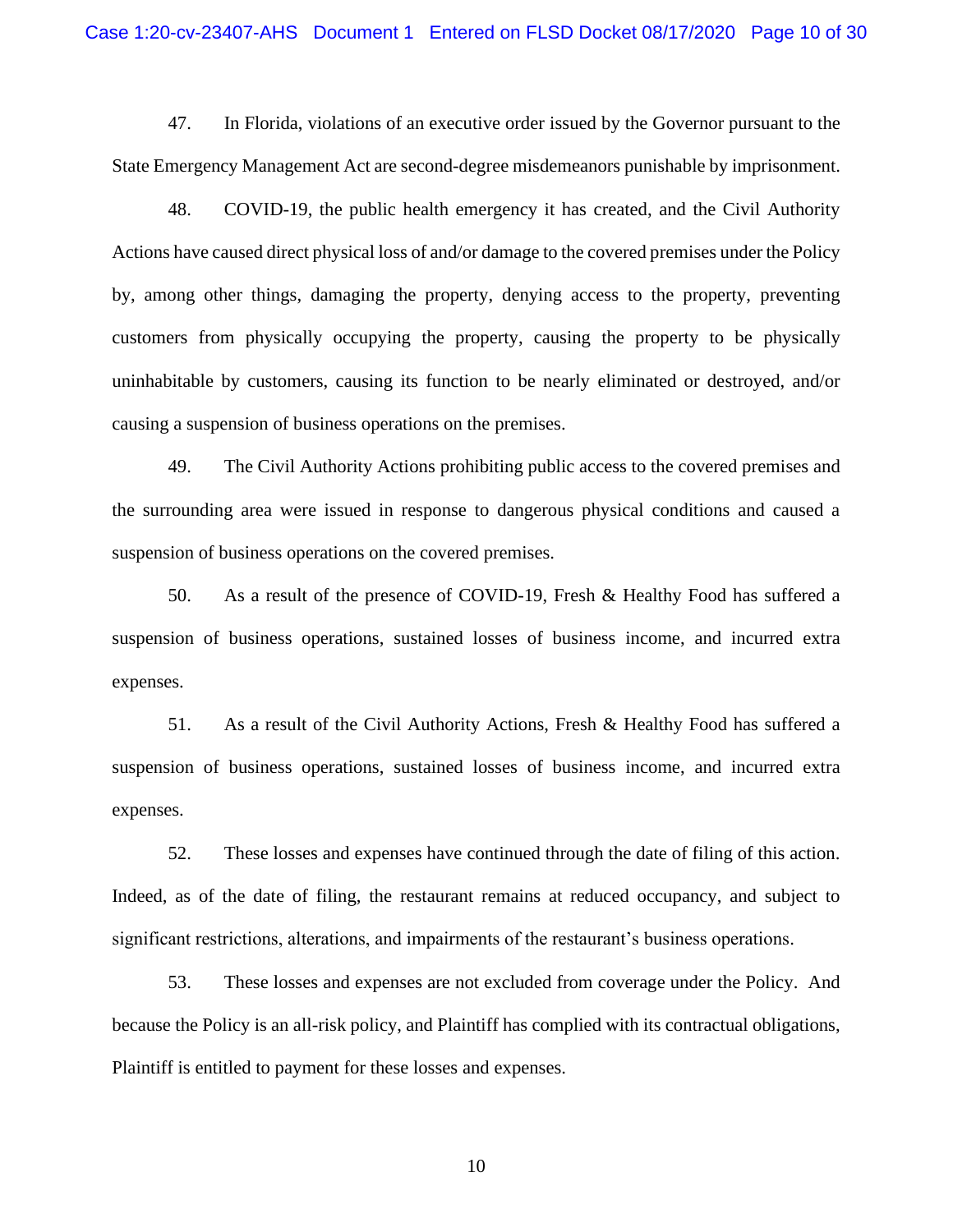47. In Florida, violations of an executive order issued by the Governor pursuant to the State Emergency Management Act are second-degree misdemeanors punishable by imprisonment.

48. COVID-19, the public health emergency it has created, and the Civil Authority Actions have caused direct physical loss of and/or damage to the covered premises under the Policy by, among other things, damaging the property, denying access to the property, preventing customers from physically occupying the property, causing the property to be physically uninhabitable by customers, causing its function to be nearly eliminated or destroyed, and/or causing a suspension of business operations on the premises.

49. The Civil Authority Actions prohibiting public access to the covered premises and the surrounding area were issued in response to dangerous physical conditions and caused a suspension of business operations on the covered premises.

50. As a result of the presence of COVID-19, Fresh & Healthy Food has suffered a suspension of business operations, sustained losses of business income, and incurred extra expenses.

51. As a result of the Civil Authority Actions, Fresh & Healthy Food has suffered a suspension of business operations, sustained losses of business income, and incurred extra expenses.

52. These losses and expenses have continued through the date of filing of this action. Indeed, as of the date of filing, the restaurant remains at reduced occupancy, and subject to significant restrictions, alterations, and impairments of the restaurant's business operations.

53. These losses and expenses are not excluded from coverage under the Policy. And because the Policy is an all-risk policy, and Plaintiff has complied with its contractual obligations, Plaintiff is entitled to payment for these losses and expenses.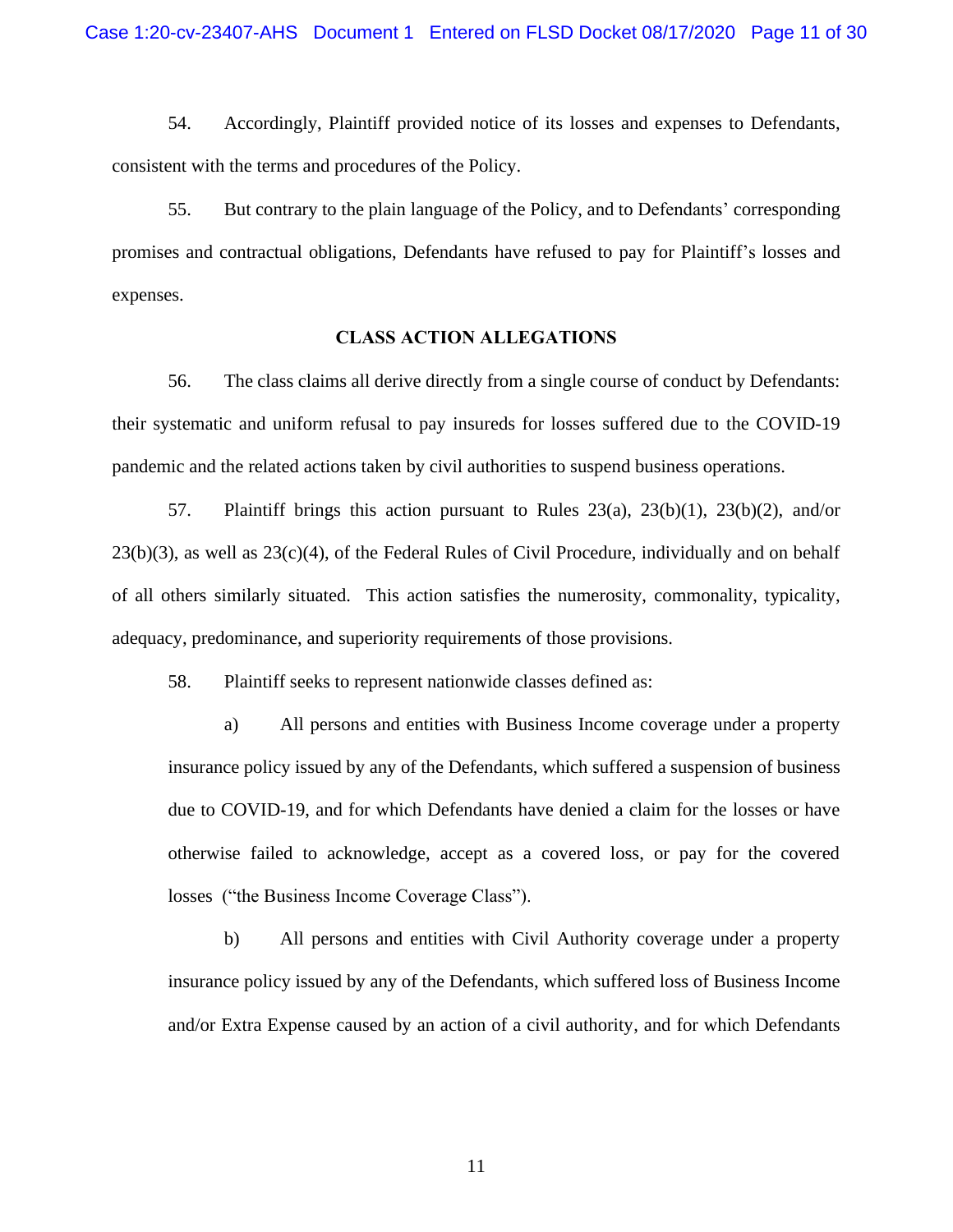54. Accordingly, Plaintiff provided notice of its losses and expenses to Defendants, consistent with the terms and procedures of the Policy.

55. But contrary to the plain language of the Policy, and to Defendants' corresponding promises and contractual obligations, Defendants have refused to pay for Plaintiff's losses and expenses.

**CLASS ACTION ALLEGATIONS**

56. The class claims all derive directly from a single course of conduct by Defendants: their systematic and uniform refusal to pay insureds for losses suffered due to the COVID-19 pandemic and the related actions taken by civil authorities to suspend business operations.

57. Plaintiff brings this action pursuant to Rules 23(a), 23(b)(1), 23(b)(2), and/or 23(b)(3), as well as 23(c)(4), of the Federal Rules of Civil Procedure, individually and on behalf of all others similarly situated. This action satisfies the numerosity, commonality, typicality, adequacy, predominance, and superiority requirements of those provisions.

58. Plaintiff seeks to represent nationwide classes defined as:

a) All persons and entities with Business Income coverage under a property insurance policy issued by any of the Defendants, which suffered a suspension of business due to COVID-19, and for which Defendants have denied a claim for the losses or have otherwise failed to acknowledge, accept as a covered loss, or pay for the covered losses ("the Business Income Coverage Class").

b) All persons and entities with Civil Authority coverage under a property insurance policy issued by any of the Defendants, which suffered loss of Business Income and/or Extra Expense caused by an action of a civil authority, and for which Defendants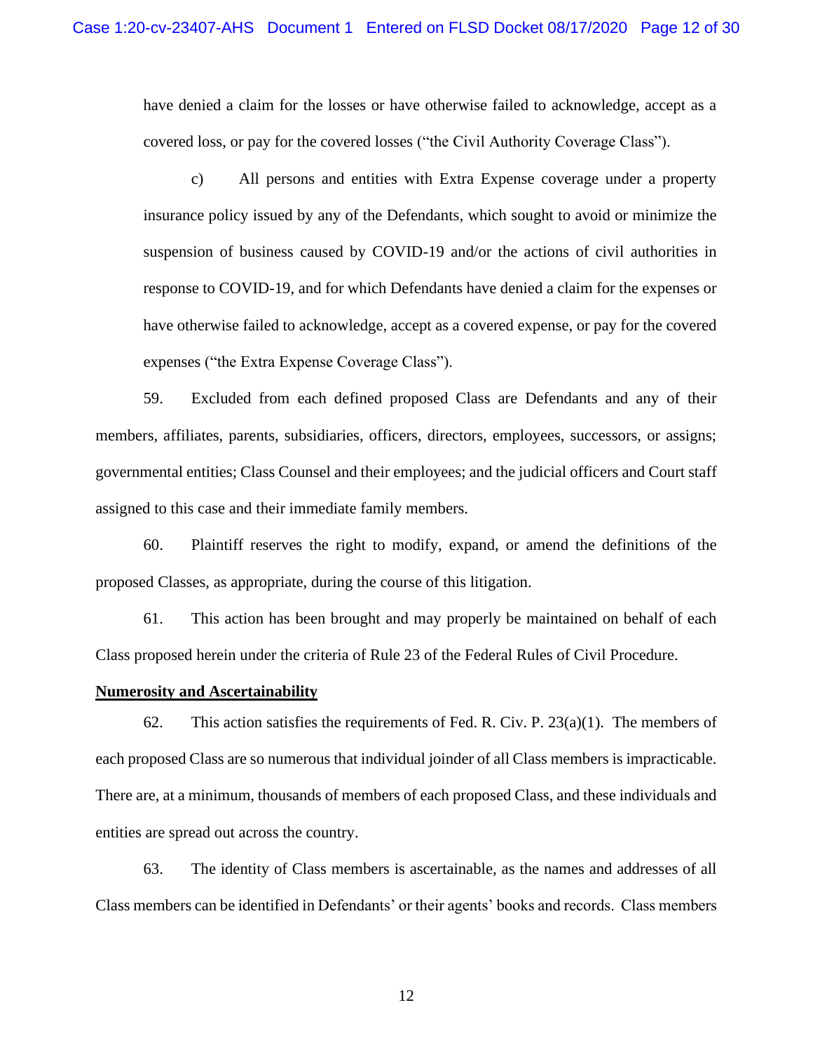have denied a claim for the losses or have otherwise failed to acknowledge, accept as a covered loss, or pay for the covered losses ("the Civil Authority Coverage Class").

c) All persons and entities with Extra Expense coverage under a property insurance policy issued by any of the Defendants, which sought to avoid or minimize the suspension of business caused by COVID-19 and/or the actions of civil authorities in response to COVID-19, and for which Defendants have denied a claim for the expenses or have otherwise failed to acknowledge, accept as a covered expense, or pay for the covered expenses ("the Extra Expense Coverage Class").

59. Excluded from each defined proposed Class are Defendants and any of their members, affiliates, parents, subsidiaries, officers, directors, employees, successors, or assigns; governmental entities; Class Counsel and their employees; and the judicial officers and Court staff assigned to this case and their immediate family members.

60. Plaintiff reserves the right to modify, expand, or amend the definitions of the proposed Classes, as appropriate, during the course of this litigation.

61. This action has been brought and may properly be maintained on behalf of each Class proposed herein under the criteria of Rule 23 of the Federal Rules of Civil Procedure.

**Numerosity and Ascertainability**

62. This action satisfies the requirements of Fed. R. Civ. P. 23(a)(1). The members of each proposed Class are so numerous that individual joinder of all Class members is impracticable. There are, at a minimum, thousands of members of each proposed Class, and these individuals and entities are spread out across the country.

63. The identity of Class members is ascertainable, as the names and addresses of all Class members can be identified in Defendants' or their agents' books and records. Class members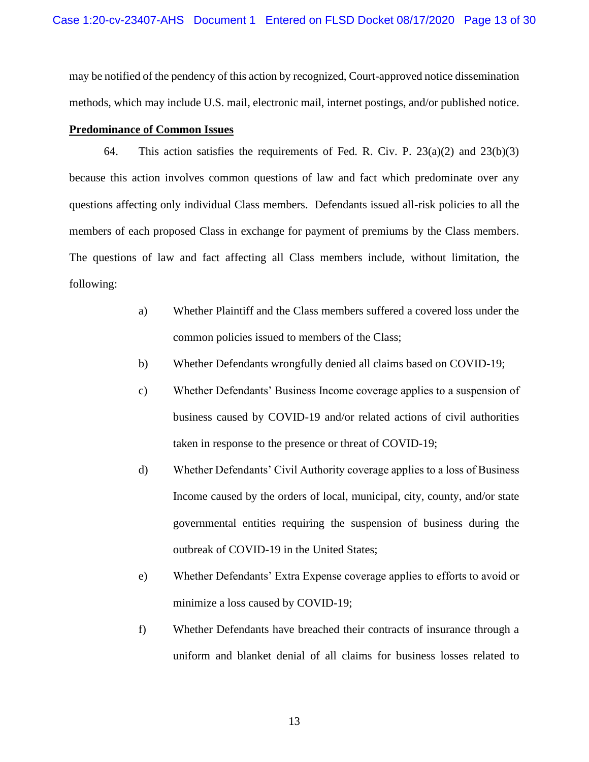may be notified of the pendency of this action by recognized, Court-approved notice dissemination methods, which may include U.S. mail, electronic mail, internet postings, and/or published notice.

**<u>Predominance of Common Issues</u>**

64. This action satisfies the requirements of Fed. R. Civ. P. 23(a)(2) and 23(b)(3) because this action involves common questions of law and fact which predominate over any questions affecting only individual Class members. Defendants issued all-risk policies to all the members of each proposed Class in exchange for payment of premiums by the Class members. The questions of law and fact affecting all Class members include, without limitation, the following:

a) Whether Plaintiff and the Class members suffered a covered loss under the common policies issued to members of the Class;

b) Whether Defendants wrongfully denied all claims based on COVID-19;

c) Whether Defendants' Business Income coverage applies to a suspension of business caused by COVID-19 and/or related actions of civil authorities taken in response to the presence or threat of COVID-19;

d) Whether Defendants' Civil Authority coverage applies to a loss of Business Income caused by the orders of local, municipal, city, county, and/or state governmental entities requiring the suspension of business during the outbreak of COVID-19 in the United States;

e) Whether Defendants' Extra Expense coverage applies to efforts to avoid or minimize a loss caused by COVID-19;

f) Whether Defendants have breached their contracts of insurance through a uniform and blanket denial of all claims for business losses related to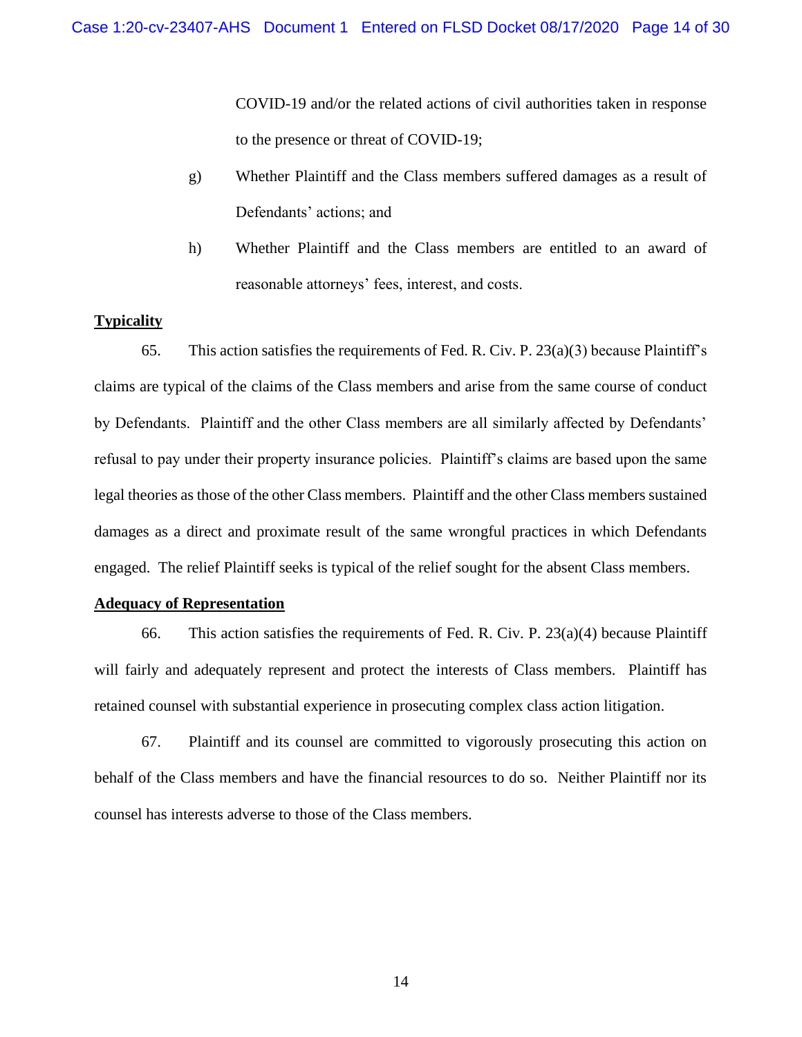COVID-19 and/or the related actions of civil authorities taken in response to the presence or threat of COVID-19;

g) Whether Plaintiff and the Class members suffered damages as a result of Defendants' actions; and

h) Whether Plaintiff and the Class members are entitled to an award of reasonable attorneys' fees, interest, and costs.

**Typicality**

65. This action satisfies the requirements of Fed. R. Civ. P. 23(a)(3) because Plaintiff's claims are typical of the claims of the Class members and arise from the same course of conduct by Defendants. Plaintiff and the other Class members are all similarly affected by Defendants' refusal to pay under their property insurance policies. Plaintiff's claims are based upon the same legal theories as those of the other Class members. Plaintiff and the other Class members sustained damages as a direct and proximate result of the same wrongful practices in which Defendants engaged. The relief Plaintiff seeks is typical of the relief sought for the absent Class members.

**Adequacy of Representation**

66. This action satisfies the requirements of Fed. R. Civ. P. 23(a)(4) because Plaintiff will fairly and adequately represent and protect the interests of Class members. Plaintiff has retained counsel with substantial experience in prosecuting complex class action litigation.

67. Plaintiff and its counsel are committed to vigorously prosecuting this action on behalf of the Class members and have the financial resources to do so. Neither Plaintiff nor its counsel has interests adverse to those of the Class members.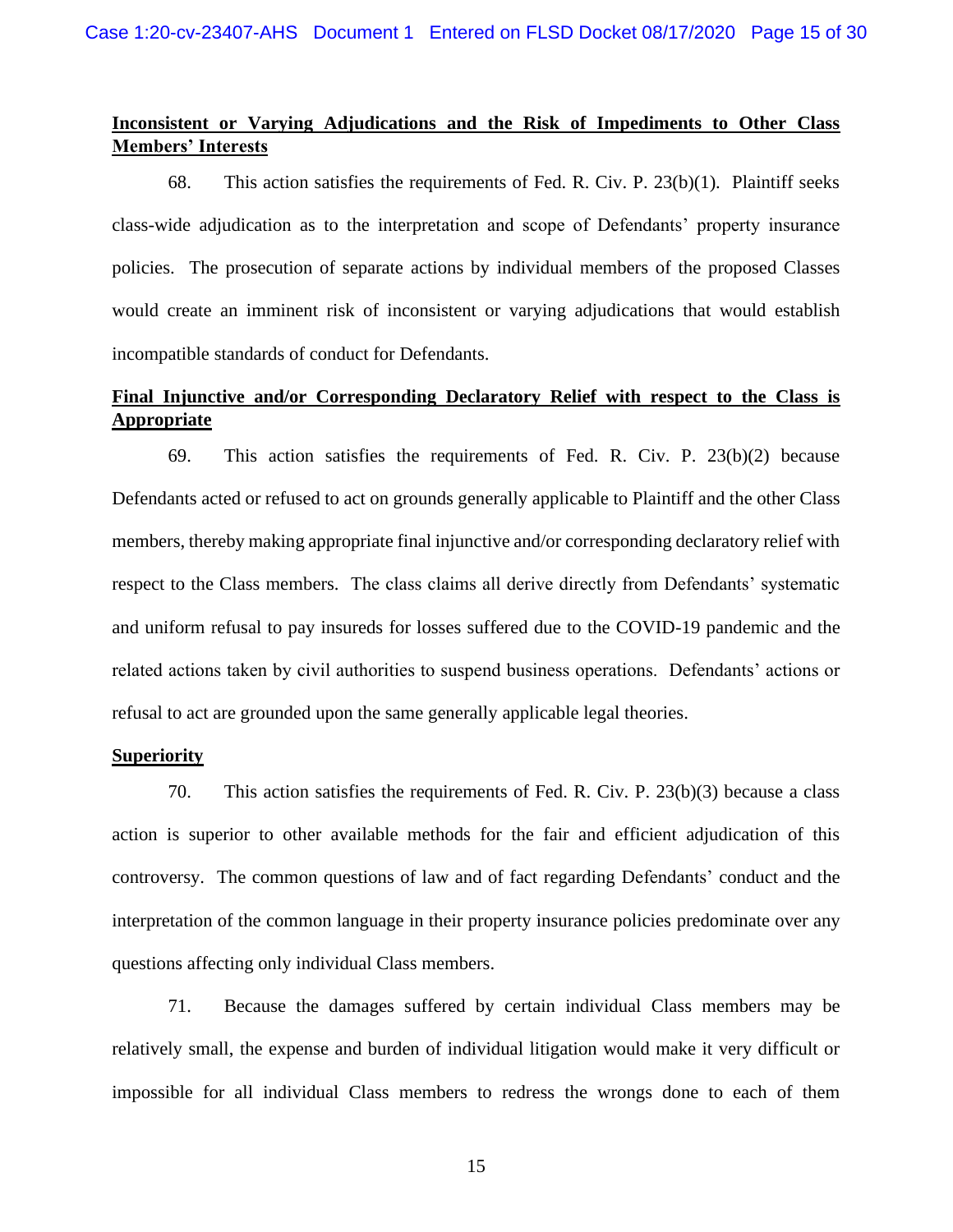**Inconsistent or Varying Adjudications and the Risk of Impediments to Other Class Members' Interests**

68. This action satisfies the requirements of Fed. R. Civ. P. 23(b)(1). Plaintiff seeks class-wide adjudication as to the interpretation and scope of Defendants' property insurance policies. The prosecution of separate actions by individual members of the proposed Classes would create an imminent risk of inconsistent or varying adjudications that would establish incompatible standards of conduct for Defendants.

**Final Injunctive and/or Corresponding Declaratory Relief with respect to the Class is Appropriate**

69. This action satisfies the requirements of Fed. R. Civ. P. 23(b)(2) because Defendants acted or refused to act on grounds generally applicable to Plaintiff and the other Class members, thereby making appropriate final injunctive and/or corresponding declaratory relief with respect to the Class members. The class claims all derive directly from Defendants' systematic and uniform refusal to pay insureds for losses suffered due to the COVID-19 pandemic and the related actions taken by civil authorities to suspend business operations. Defendants' actions or refusal to act are grounded upon the same generally applicable legal theories.

**Superiority**

70. This action satisfies the requirements of Fed. R. Civ. P. 23(b)(3) because a class action is superior to other available methods for the fair and efficient adjudication of this controversy. The common questions of law and of fact regarding Defendants' conduct and the interpretation of the common language in their property insurance policies predominate over any questions affecting only individual Class members.

71. Because the damages suffered by certain individual Class members may be relatively small, the expense and burden of individual litigation would make it very difficult or impossible for all individual Class members to redress the wrongs done to each of them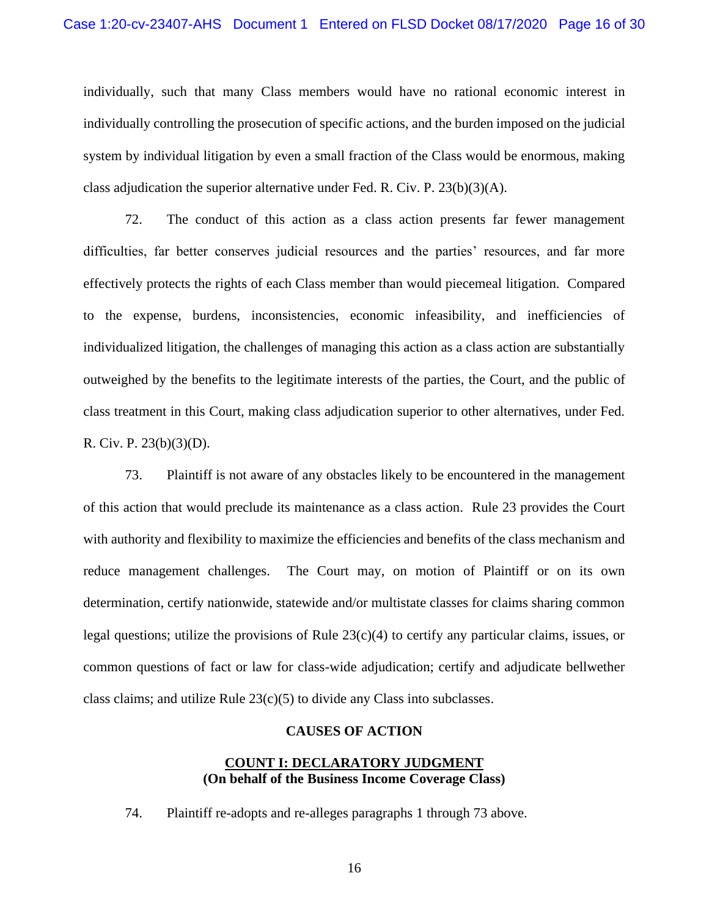individually, such that many Class members would have no rational economic interest in individually controlling the prosecution of specific actions, and the burden imposed on the judicial system by individual litigation by even a small fraction of the Class would be enormous, making class adjudication the superior alternative under Fed. R. Civ. P. 23(b)(3)(A).

72. The conduct of this action as a class action presents far fewer management difficulties, far better conserves judicial resources and the parties' resources, and far more effectively protects the rights of each Class member than would piecemeal litigation. Compared to the expense, burdens, inconsistencies, economic infeasibility, and inefficiencies of individualized litigation, the challenges of managing this action as a class action are substantially outweighed by the benefits to the legitimate interests of the parties, the Court, and the public of class treatment in this Court, making class adjudication superior to other alternatives, under Fed. R. Civ. P. 23(b)(3)(D).

73. Plaintiff is not aware of any obstacles likely to be encountered in the management of this action that would preclude its maintenance as a class action. Rule 23 provides the Court with authority and flexibility to maximize the efficiencies and benefits of the class mechanism and reduce management challenges. The Court may, on motion of Plaintiff or on its own determination, certify nationwide, statewide and/or multistate classes for claims sharing common legal questions; utilize the provisions of Rule 23(c)(4) to certify any particular claims, issues, or common questions of fact or law for class-wide adjudication; certify and adjudicate bellwether class claims; and utilize Rule 23(c)(5) to divide any Class into subclasses.

## CAUSES OF ACTION

### COUNT I: DECLARATORY JUDGMENT
**(On behalf of the Business Income Coverage Class)**

74. Plaintiff re-adopts and re-alleges paragraphs 1 through 73 above.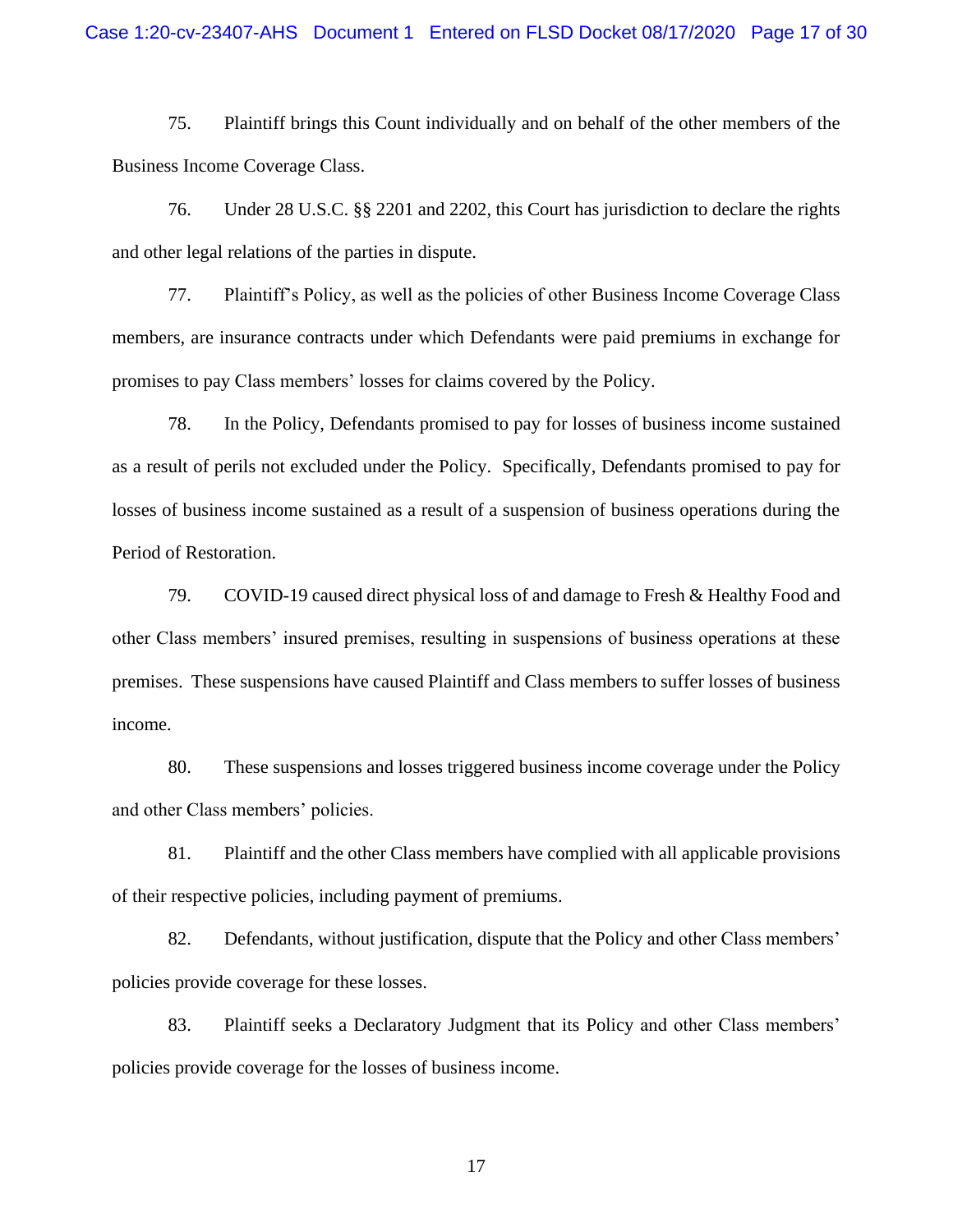75. Plaintiff brings this Count individually and on behalf of the other members of the Business Income Coverage Class.

76. Under 28 U.S.C. §§ 2201 and 2202, this Court has jurisdiction to declare the rights and other legal relations of the parties in dispute.

77. Plaintiff's Policy, as well as the policies of other Business Income Coverage Class members, are insurance contracts under which Defendants were paid premiums in exchange for promises to pay Class members' losses for claims covered by the Policy.

78. In the Policy, Defendants promised to pay for losses of business income sustained as a result of perils not excluded under the Policy. Specifically, Defendants promised to pay for losses of business income sustained as a result of a suspension of business operations during the Period of Restoration.

79. COVID-19 caused direct physical loss of and damage to Fresh & Healthy Food and other Class members' insured premises, resulting in suspensions of business operations at these premises. These suspensions have caused Plaintiff and Class members to suffer losses of business income.

80. These suspensions and losses triggered business income coverage under the Policy and other Class members' policies.

81. Plaintiff and the other Class members have complied with all applicable provisions of their respective policies, including payment of premiums.

82. Defendants, without justification, dispute that the Policy and other Class members' policies provide coverage for these losses.

83. Plaintiff seeks a Declaratory Judgment that its Policy and other Class members' policies provide coverage for the losses of business income.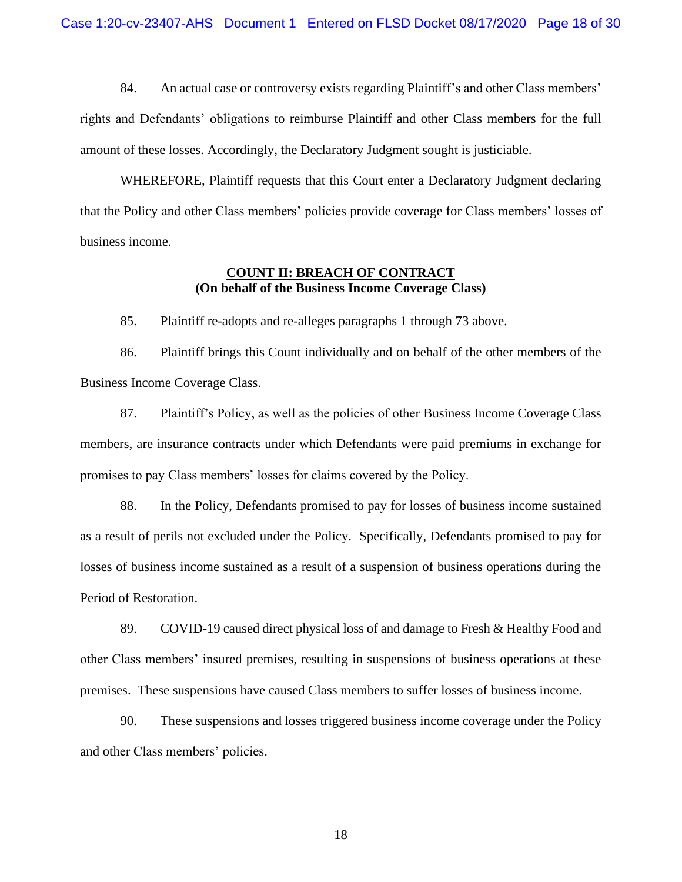84. An actual case or controversy exists regarding Plaintiff's and other Class members' rights and Defendants' obligations to reimburse Plaintiff and other Class members for the full amount of these losses. Accordingly, the Declaratory Judgment sought is justiciable.

WHEREFORE, Plaintiff requests that this Court enter a Declaratory Judgment declaring that the Policy and other Class members' policies provide coverage for Class members' losses of business income.

**COUNT II: BREACH OF CONTRACT**
**(On behalf of the Business Income Coverage Class)**

85. Plaintiff re-adopts and re-alleges paragraphs 1 through 73 above.

86. Plaintiff brings this Count individually and on behalf of the other members of the Business Income Coverage Class.

87. Plaintiff's Policy, as well as the policies of other Business Income Coverage Class members, are insurance contracts under which Defendants were paid premiums in exchange for promises to pay Class members' losses for claims covered by the Policy.

88. In the Policy, Defendants promised to pay for losses of business income sustained as a result of perils not excluded under the Policy. Specifically, Defendants promised to pay for losses of business income sustained as a result of a suspension of business operations during the Period of Restoration.

89. COVID-19 caused direct physical loss of and damage to Fresh & Healthy Food and other Class members' insured premises, resulting in suspensions of business operations at these premises. These suspensions have caused Class members to suffer losses of business income.

90. These suspensions and losses triggered business income coverage under the Policy and other Class members' policies.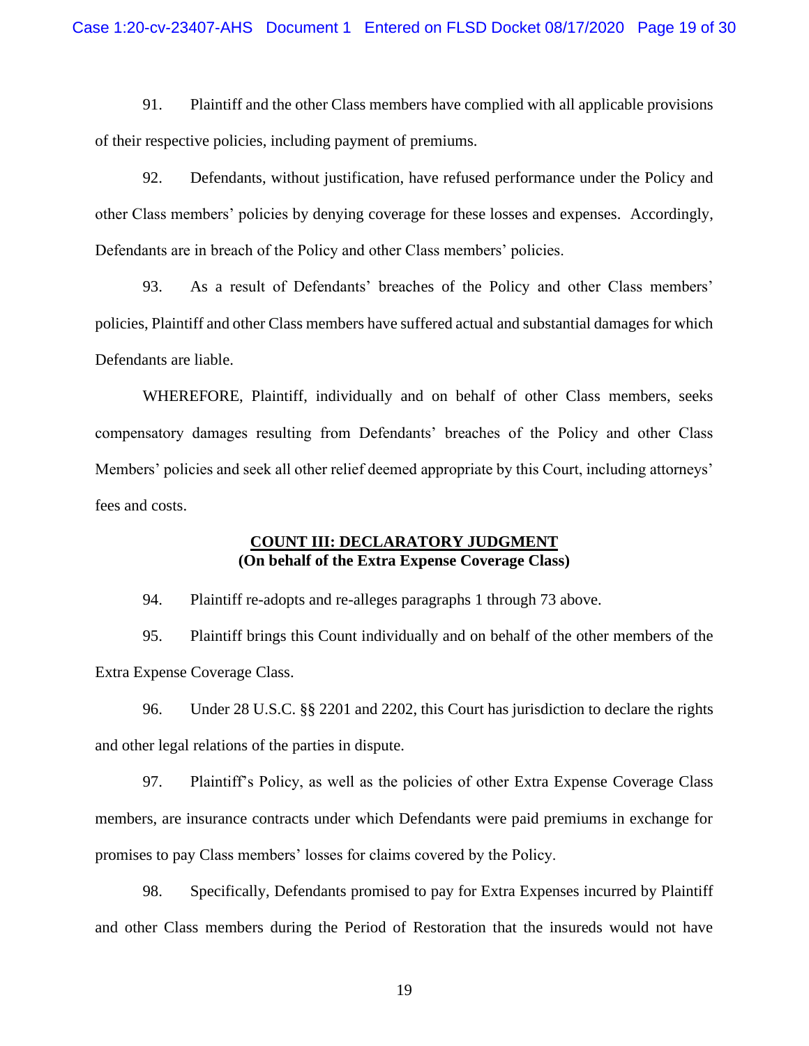91. Plaintiff and the other Class members have complied with all applicable provisions of their respective policies, including payment of premiums.

92. Defendants, without justification, have refused performance under the Policy and other Class members' policies by denying coverage for these losses and expenses. Accordingly, Defendants are in breach of the Policy and other Class members' policies.

93. As a result of Defendants' breaches of the Policy and other Class members' policies, Plaintiff and other Class members have suffered actual and substantial damages for which Defendants are liable.

WHEREFORE, Plaintiff, individually and on behalf of other Class members, seeks compensatory damages resulting from Defendants' breaches of the Policy and other Class Members' policies and seek all other relief deemed appropriate by this Court, including attorneys' fees and costs.

## COUNT III: DECLARATORY JUDGMENT
**(On behalf of the Extra Expense Coverage Class)**

94. Plaintiff re-adopts and re-alleges paragraphs 1 through 73 above.

95. Plaintiff brings this Count individually and on behalf of the other members of the Extra Expense Coverage Class.

96. Under 28 U.S.C. §§ 2201 and 2202, this Court has jurisdiction to declare the rights and other legal relations of the parties in dispute.

97. Plaintiff's Policy, as well as the policies of other Extra Expense Coverage Class members, are insurance contracts under which Defendants were paid premiums in exchange for promises to pay Class members' losses for claims covered by the Policy.

98. Specifically, Defendants promised to pay for Extra Expenses incurred by Plaintiff and other Class members during the Period of Restoration that the insureds would not have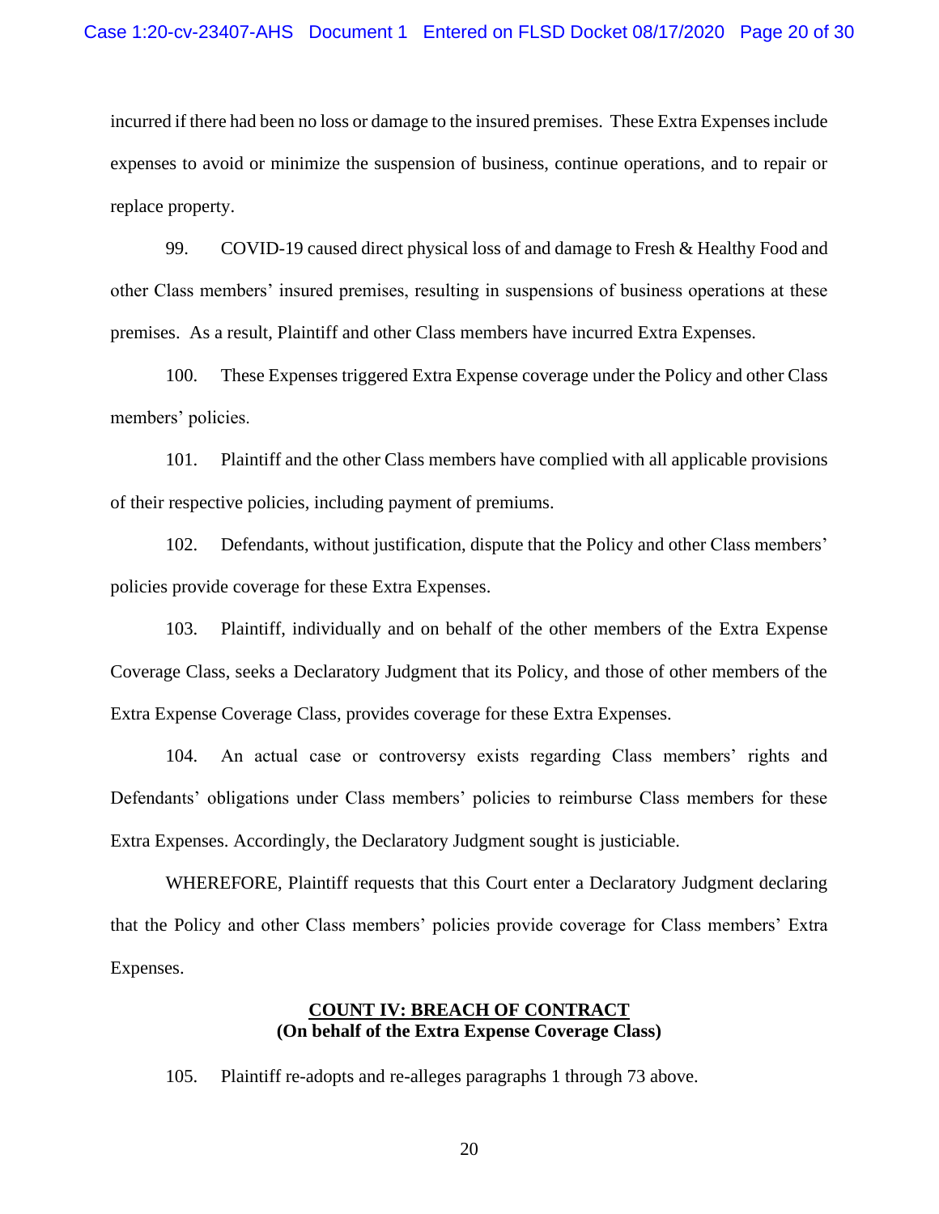incurred if there had been no loss or damage to the insured premises. These Extra Expenses include expenses to avoid or minimize the suspension of business, continue operations, and to repair or replace property.

99. COVID-19 caused direct physical loss of and damage to Fresh & Healthy Food and other Class members' insured premises, resulting in suspensions of business operations at these premises. As a result, Plaintiff and other Class members have incurred Extra Expenses.

100. These Expenses triggered Extra Expense coverage under the Policy and other Class members' policies.

101. Plaintiff and the other Class members have complied with all applicable provisions of their respective policies, including payment of premiums.

102. Defendants, without justification, dispute that the Policy and other Class members' policies provide coverage for these Extra Expenses.

103. Plaintiff, individually and on behalf of the other members of the Extra Expense Coverage Class, seeks a Declaratory Judgment that its Policy, and those of other members of the Extra Expense Coverage Class, provides coverage for these Extra Expenses.

104. An actual case or controversy exists regarding Class members' rights and Defendants' obligations under Class members' policies to reimburse Class members for these Extra Expenses. Accordingly, the Declaratory Judgment sought is justiciable.

WHEREFORE, Plaintiff requests that this Court enter a Declaratory Judgment declaring that the Policy and other Class members' policies provide coverage for Class members' Extra Expenses.

## COUNT IV: BREACH OF CONTRACT
**(On behalf of the Extra Expense Coverage Class)**

105. Plaintiff re-adopts and re-alleges paragraphs 1 through 73 above.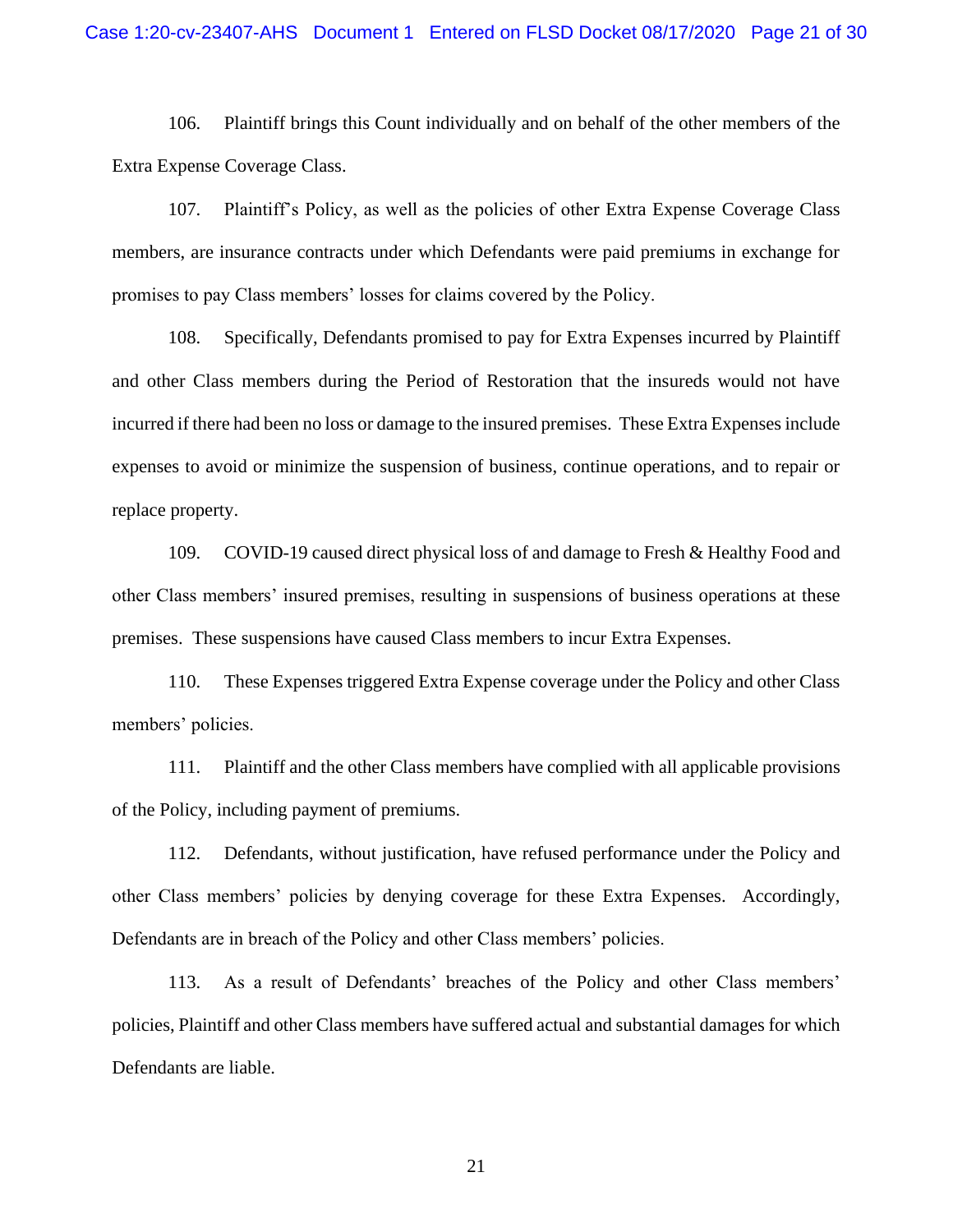106. Plaintiff brings this Count individually and on behalf of the other members of the Extra Expense Coverage Class.

107. Plaintiff's Policy, as well as the policies of other Extra Expense Coverage Class members, are insurance contracts under which Defendants were paid premiums in exchange for promises to pay Class members' losses for claims covered by the Policy.

108. Specifically, Defendants promised to pay for Extra Expenses incurred by Plaintiff and other Class members during the Period of Restoration that the insureds would not have incurred if there had been no loss or damage to the insured premises. These Extra Expenses include expenses to avoid or minimize the suspension of business, continue operations, and to repair or replace property.

109. COVID-19 caused direct physical loss of and damage to Fresh & Healthy Food and other Class members' insured premises, resulting in suspensions of business operations at these premises. These suspensions have caused Class members to incur Extra Expenses.

110. These Expenses triggered Extra Expense coverage under the Policy and other Class members' policies.

111. Plaintiff and the other Class members have complied with all applicable provisions of the Policy, including payment of premiums.

112. Defendants, without justification, have refused performance under the Policy and other Class members' policies by denying coverage for these Extra Expenses. Accordingly, Defendants are in breach of the Policy and other Class members' policies.

113. As a result of Defendants' breaches of the Policy and other Class members' policies, Plaintiff and other Class members have suffered actual and substantial damages for which Defendants are liable.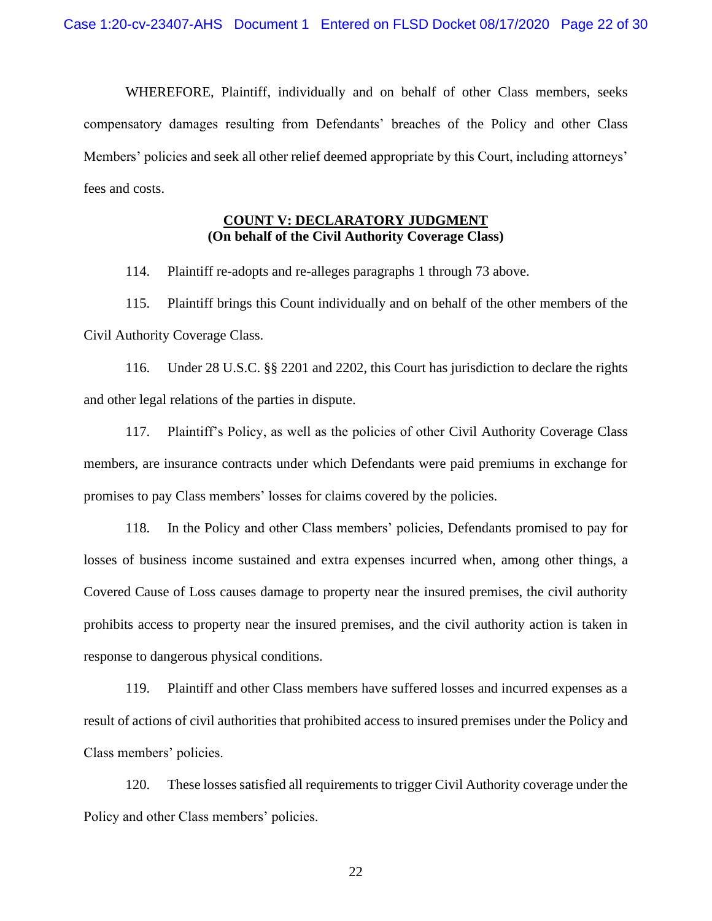WHEREFORE, Plaintiff, individually and on behalf of other Class members, seeks compensatory damages resulting from Defendants' breaches of the Policy and other Class Members' policies and seek all other relief deemed appropriate by this Court, including attorneys' fees and costs.

## **COUNT V: DECLARATORY JUDGMENT**
### **(On behalf of the Civil Authority Coverage Class)**

114. Plaintiff re-adopts and re-alleges paragraphs 1 through 73 above.

115. Plaintiff brings this Count individually and on behalf of the other members of the Civil Authority Coverage Class.

116. Under 28 U.S.C. §§ 2201 and 2202, this Court has jurisdiction to declare the rights and other legal relations of the parties in dispute.

117. Plaintiff's Policy, as well as the policies of other Civil Authority Coverage Class members, are insurance contracts under which Defendants were paid premiums in exchange for promises to pay Class members' losses for claims covered by the policies.

118. In the Policy and other Class members' policies, Defendants promised to pay for losses of business income sustained and extra expenses incurred when, among other things, a Covered Cause of Loss causes damage to property near the insured premises, the civil authority prohibits access to property near the insured premises, and the civil authority action is taken in response to dangerous physical conditions.

119. Plaintiff and other Class members have suffered losses and incurred expenses as a result of actions of civil authorities that prohibited access to insured premises under the Policy and Class members' policies.

120. These losses satisfied all requirements to trigger Civil Authority coverage under the Policy and other Class members' policies.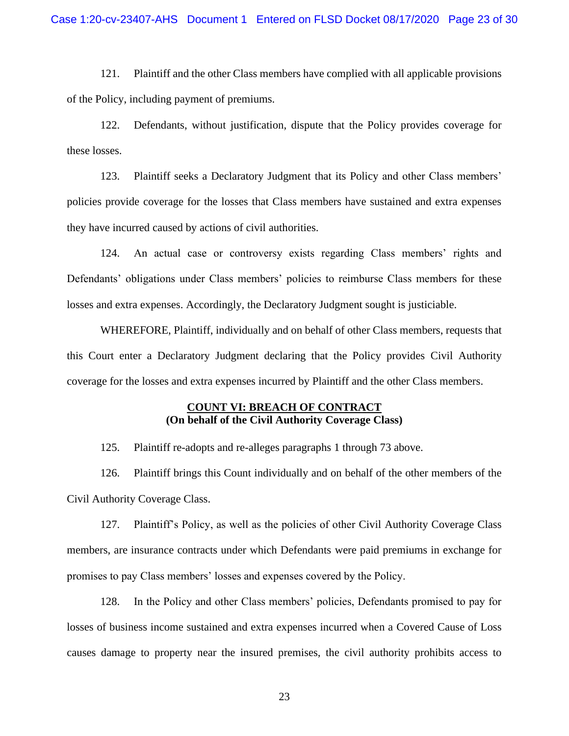121. Plaintiff and the other Class members have complied with all applicable provisions of the Policy, including payment of premiums.

122. Defendants, without justification, dispute that the Policy provides coverage for these losses.

123. Plaintiff seeks a Declaratory Judgment that its Policy and other Class members' policies provide coverage for the losses that Class members have sustained and extra expenses they have incurred caused by actions of civil authorities.

124. An actual case or controversy exists regarding Class members' rights and Defendants' obligations under Class members' policies to reimburse Class members for these losses and extra expenses. Accordingly, the Declaratory Judgment sought is justiciable.

WHEREFORE, Plaintiff, individually and on behalf of other Class members, requests that this Court enter a Declaratory Judgment declaring that the Policy provides Civil Authority coverage for the losses and extra expenses incurred by Plaintiff and the other Class members.

**COUNT VI: BREACH OF CONTRACT**
**(On behalf of the Civil Authority Coverage Class)**

125. Plaintiff re-adopts and re-alleges paragraphs 1 through 73 above.

126. Plaintiff brings this Count individually and on behalf of the other members of the Civil Authority Coverage Class.

127. Plaintiff's Policy, as well as the policies of other Civil Authority Coverage Class members, are insurance contracts under which Defendants were paid premiums in exchange for promises to pay Class members' losses and expenses covered by the Policy.

128. In the Policy and other Class members' policies, Defendants promised to pay for losses of business income sustained and extra expenses incurred when a Covered Cause of Loss causes damage to property near the insured premises, the civil authority prohibits access to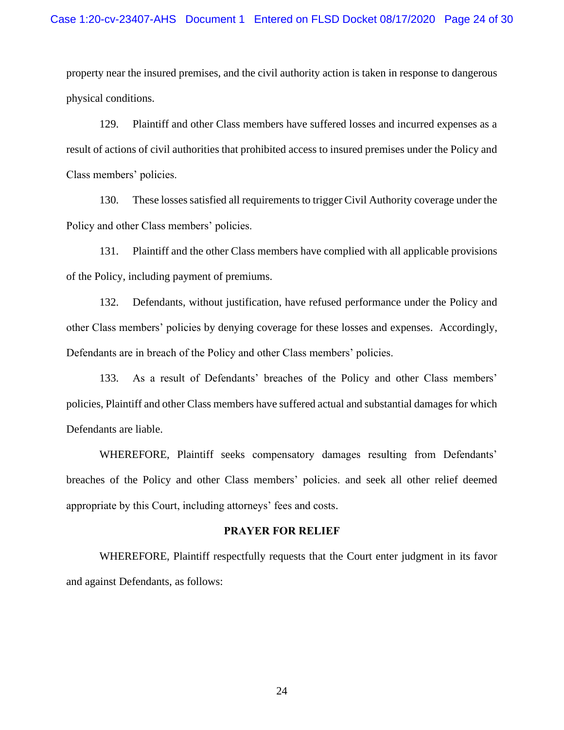property near the insured premises, and the civil authority action is taken in response to dangerous physical conditions.

129. Plaintiff and other Class members have suffered losses and incurred expenses as a result of actions of civil authorities that prohibited access to insured premises under the Policy and Class members' policies.

130. These losses satisfied all requirements to trigger Civil Authority coverage under the Policy and other Class members' policies.

131. Plaintiff and the other Class members have complied with all applicable provisions of the Policy, including payment of premiums.

132. Defendants, without justification, have refused performance under the Policy and other Class members' policies by denying coverage for these losses and expenses. Accordingly, Defendants are in breach of the Policy and other Class members' policies.

133. As a result of Defendants' breaches of the Policy and other Class members' policies, Plaintiff and other Class members have suffered actual and substantial damages for which Defendants are liable.

WHEREFORE, Plaintiff seeks compensatory damages resulting from Defendants' breaches of the Policy and other Class members' policies. and seek all other relief deemed appropriate by this Court, including attorneys' fees and costs.

**PRAYER FOR RELIEF**

WHEREFORE, Plaintiff respectfully requests that the Court enter judgment in its favor and against Defendants, as follows: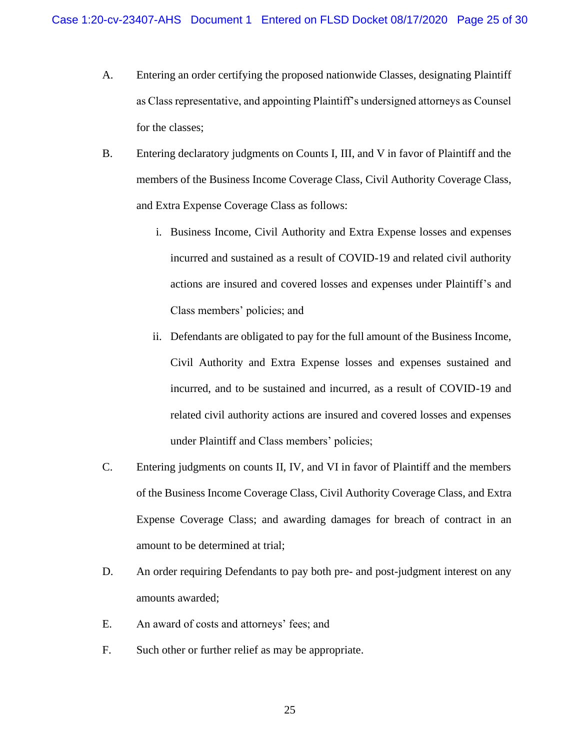A. Entering an order certifying the proposed nationwide Classes, designating Plaintiff as Class representative, and appointing Plaintiff's undersigned attorneys as Counsel for the classes;

B. Entering declaratory judgments on Counts I, III, and V in favor of Plaintiff and the members of the Business Income Coverage Class, Civil Authority Coverage Class, and Extra Expense Coverage Class as follows:

   i. Business Income, Civil Authority and Extra Expense losses and expenses incurred and sustained as a result of COVID-19 and related civil authority actions are insured and covered losses and expenses under Plaintiff's and Class members' policies; and

   ii. Defendants are obligated to pay for the full amount of the Business Income, Civil Authority and Extra Expense losses and expenses sustained and incurred, and to be sustained and incurred, as a result of COVID-19 and related civil authority actions are insured and covered losses and expenses under Plaintiff and Class members' policies;

C. Entering judgments on counts II, IV, and VI in favor of Plaintiff and the members of the Business Income Coverage Class, Civil Authority Coverage Class, and Extra Expense Coverage Class; and awarding damages for breach of contract in an amount to be determined at trial;

D. An order requiring Defendants to pay both pre- and post-judgment interest on any amounts awarded;

E. An award of costs and attorneys' fees; and

F. Such other or further relief as may be appropriate.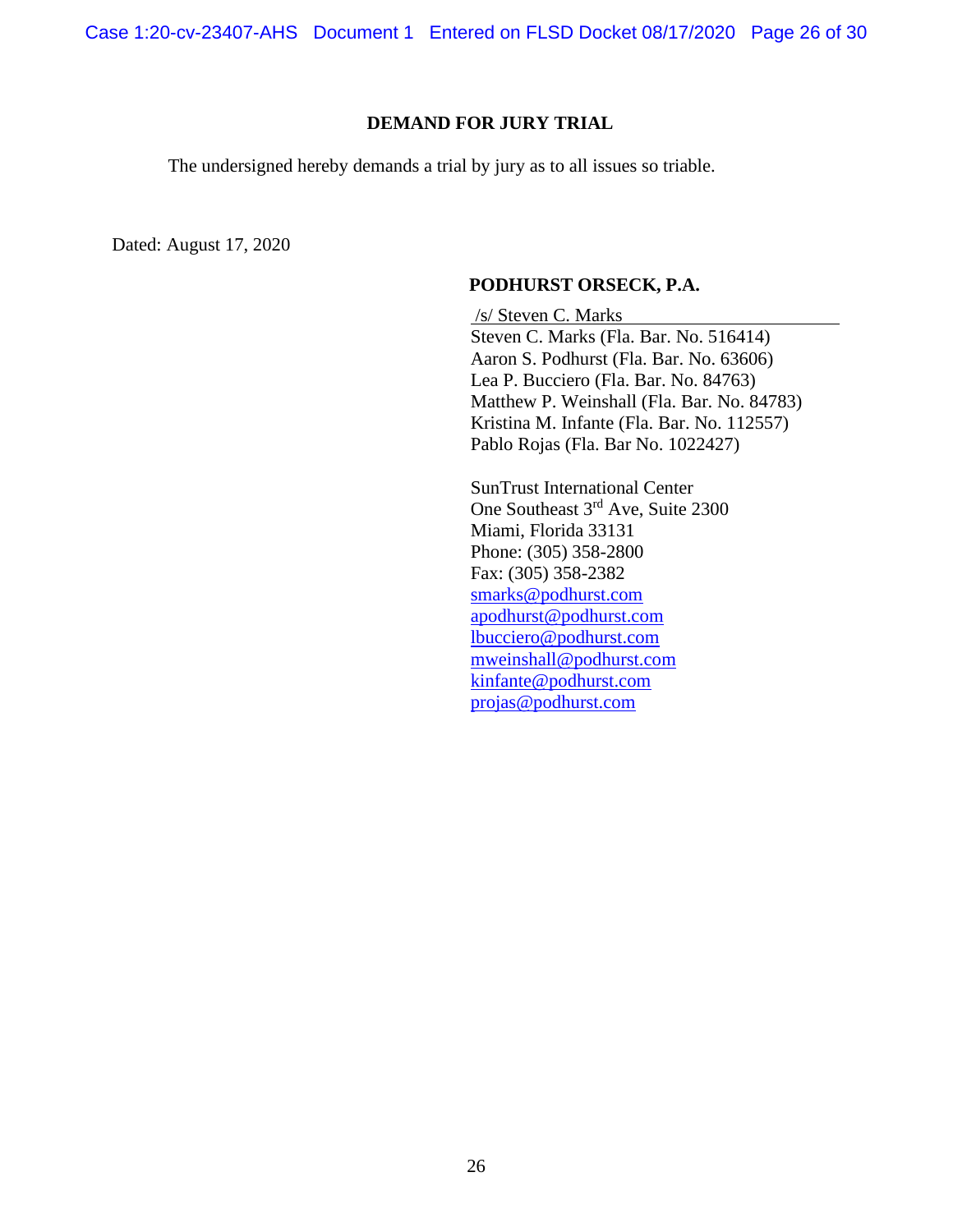## DEMAND FOR JURY TRIAL

The undersigned hereby demands a trial by jury as to all issues so triable.

Dated: August 17, 2020

**PODHURST ORSECK, P.A.**

/s/ Steven C. Marks

Steven C. Marks (Fla. Bar. No. 516414)
Aaron S. Podhurst (Fla. Bar. No. 63606)
Lea P. Bucciero (Fla. Bar. No. 84763)
Matthew P. Weinshall (Fla. Bar. No. 84783)
Kristina M. Infante (Fla. Bar. No. 112557)
Pablo Rojas (Fla. Bar No. 1022427)

SunTrust International Center
One Southeast 3rd Ave, Suite 2300
Miami, Florida 33131
Phone: (305) 358-2800
Fax: (305) 358-2382
smarks@podhurst.com
apodhurst@podhurst.com
lbucciero@podhurst.com
mweinshall@podhurst.com
kinfante@podhurst.com
projas@podhurst.com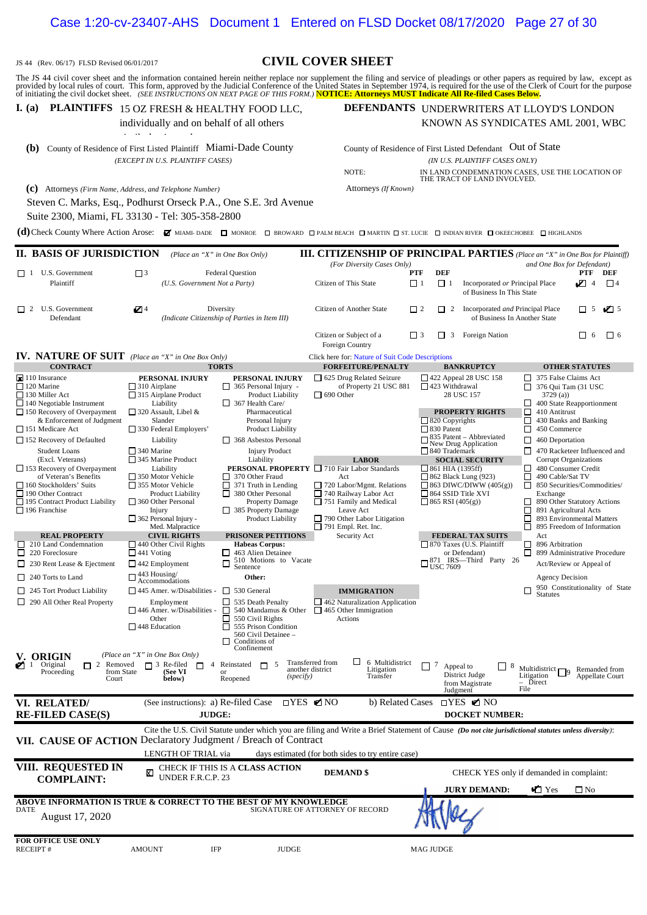JS 44 (Rev. 06/17) FLSD Revised 06/01/2017

# CIVIL COVER SHEET

The JS 44 civil cover sheet and the information contained herein neither replace nor supplement the filing and service of pleadings or other papers as required by law, except as provided by local rules of court. This form, approved by the Judicial Conference of the United States in September 1974, is required for the use of the Clerk of Court for the purpose of initiating the civil docket sheet. *(SEE INSTRUCTIONS ON NEXT PAGE OF THIS FORM.)* **NOTICE: Attorneys MUST Indicate All Re-filed Cases Below.**

**I. (a) PLAINTIFFS** 15 OZ FRESH & HEALTHY FOOD LLC, individually and on behalf of all others similarly situated

**DEFENDANTS** UNDERWRITERS AT LLOYD'S LONDON KNOWN AS SYNDICATES AML 2001, WBC

**(b)** County of Residence of First Listed Plaintiff Miami-Dade County *(EXCEPT IN U.S. PLAINTIFF CASES)*

County of Residence of First Listed Defendant Out of State *(IN U.S. PLAINTIFF CASES ONLY)*

NOTE: IN LAND CONDEMNATION CASES, USE THE LOCATION OF THE TRACT OF LAND INVOLVED.

**(c)** Attorneys *(Firm Name, Address, and Telephone Number)*
Steven C. Marks, Esq., Podhurst Orseck P.A., One S.E. 3rd Avenue Suite 2300, Miami, FL 33130 - Tel: 305-358-2800

Attorneys *(If Known)*

**(d)** Check County Where Action Arose: ☑ MIAMI-DADE ☐ MONROE ☐ BROWARD ☐ PALM BEACH ☐ MARTIN ☐ ST. LUCIE ☐ INDIAN RIVER ☐ OKEECHOBEE ☐ HIGHLANDS

## II. BASIS OF JURISDICTION *(Place an "X" in One Box Only)*

- ☐ 1 U.S. Government Plaintiff
- ☐ 3 Federal Question *(U.S. Government Not a Party)*
- ☐ 2 U.S. Government Defendant
- ☑ 4 Diversity *(Indicate Citizenship of Parties in Item III)*

## III. CITIZENSHIP OF PRINCIPAL PARTIES *(Place an "X" in One Box for Plaintiff and One Box for Defendant)* *(For Diversity Cases Only)*

| | PTF | DEF | | PTF | DEF |
|---|---|---|---|---|---|
| Citizen of This State | ☐ 1 | ☐ 1 | Incorporated *or* Principal Place of Business In This State | ☑ 4 | ☐ 4 |
| Citizen of Another State | ☐ 2 | ☐ 2 | Incorporated *and* Principal Place of Business In Another State | ☐ 5 | ☑ 5 |
| Citizen or Subject of a Foreign Country | ☐ 3 | ☐ 3 | Foreign Nation | ☐ 6 | ☐ 6 |

## IV. NATURE OF SUIT *(Place an "X" in One Box Only)*

Click here for: Nature of Suit Code Descriptions

**CONTRACT**
- ☒ 110 Insurance
- ☐ 120 Marine
- ☐ 130 Miller Act
- ☐ 140 Negotiable Instrument
- ☐ 150 Recovery of Overpayment & Enforcement of Judgment
- ☐ 151 Medicare Act
- ☐ 152 Recovery of Defaulted Student Loans (Excl. Veterans)
- ☐ 153 Recovery of Overpayment of Veteran's Benefits
- ☐ 160 Stockholders' Suits
- ☐ 190 Other Contract
- ☐ 195 Contract Product Liability
- ☐ 196 Franchise

**REAL PROPERTY**
- ☐ 210 Land Condemnation
- ☐ 220 Foreclosure
- ☐ 230 Rent Lease & Ejectment
- ☐ 240 Torts to Land
- ☐ 245 Tort Product Liability
- ☐ 290 All Other Real Property

**TORTS**

PERSONAL INJURY
- ☐ 310 Airplane
- ☐ 315 Airplane Product Liability
- ☐ 320 Assault, Libel & Slander
- ☐ 330 Federal Employers' Liability
- ☐ 340 Marine
- ☐ 345 Marine Product Liability
- ☐ 350 Motor Vehicle
- ☐ 355 Motor Vehicle Product Liability
- ☐ 360 Other Personal Injury
- ☐ 362 Personal Injury - Med. Malpractice

PERSONAL INJURY
- ☐ 365 Personal Injury - Product Liability
- ☐ 367 Health Care/ Pharmaceutical Personal Injury Product Liability
- ☐ 368 Asbestos Personal Injury Product Liability

PERSONAL PROPERTY
- ☐ 370 Other Fraud
- ☐ 371 Truth in Lending
- ☐ 380 Other Personal Property Damage
- ☐ 385 Property Damage Product Liability

**CIVIL RIGHTS**
- ☐ 440 Other Civil Rights
- ☐ 441 Voting
- ☐ 442 Employment
- ☐ 443 Housing/ Accommodations
- ☐ 445 Amer. w/Disabilities - Employment
- ☐ 446 Amer. w/Disabilities - Other
- ☐ 448 Education

**PRISONER PETITIONS**

Habeas Corpus:
- ☐ 463 Alien Detainee
- ☐ 510 Motions to Vacate Sentence

Other:
- ☐ 530 General
- ☐ 535 Death Penalty
- ☐ 540 Mandamus & Other
- ☐ 550 Civil Rights
- ☐ 555 Prison Condition
- ☐ 560 Civil Detainee – Conditions of Confinement

**FORFEITURE/PENALTY**
- ☐ 625 Drug Related Seizure of Property 21 USC 881
- ☐ 690 Other

**LABOR**
- ☐ 710 Fair Labor Standards Act
- ☐ 720 Labor/Mgmt. Relations
- ☐ 740 Railway Labor Act
- ☐ 751 Family and Medical Leave Act
- ☐ 790 Other Labor Litigation
- ☐ 791 Empl. Ret. Inc. Security Act

**IMMIGRATION**
- ☐ 462 Naturalization Application
- ☐ 465 Other Immigration Actions

**BANKRUPTCY**
- ☐ 422 Appeal 28 USC 158
- ☐ 423 Withdrawal 28 USC 157

**PROPERTY RIGHTS**
- ☐ 820 Copyrights
- ☐ 830 Patent
- ☐ 835 Patent – Abbreviated New Drug Application
- ☐ 840 Trademark

**SOCIAL SECURITY**
- ☐ 861 HIA (1395ff)
- ☐ 862 Black Lung (923)
- ☐ 863 DIWC/DIWW (405(g))
- ☐ 864 SSID Title XVI
- ☐ 865 RSI (405(g))

**FEDERAL TAX SUITS**
- ☐ 870 Taxes (U.S. Plaintiff or Defendant)
- ☐ 871 IRS—Third Party 26 USC 7609

**OTHER STATUTES**
- ☐ 375 False Claims Act
- ☐ 376 Qui Tam (31 USC 3729 (a))
- ☐ 400 State Reapportionment
- ☐ 410 Antitrust
- ☐ 430 Banks and Banking
- ☐ 450 Commerce
- ☐ 460 Deportation
- ☐ 470 Racketeer Influenced and Corrupt Organizations
- ☐ 480 Consumer Credit
- ☐ 490 Cable/Sat TV
- ☐ 850 Securities/Commodities/ Exchange
- ☐ 890 Other Statutory Actions
- ☐ 891 Agricultural Acts
- ☐ 893 Environmental Matters
- ☐ 895 Freedom of Information Act
- ☐ 896 Arbitration
- ☐ 899 Administrative Procedure Act/Review or Appeal of Agency Decision
- ☐ 950 Constitutionality of State Statutes

## V. ORIGIN *(Place an "X" in One Box Only)*

☑ 1 Original Proceeding ☐ 2 Removed from State Court ☐ 3 Re-filed (See VI below) ☐ 4 Reinstated or Reopened ☐ 5 Transferred from another district *(specify)* ☐ 6 Multidistrict Litigation Transfer ☐ 7 Appeal to District Judge from Magistrate Judgment ☐ 8 Multidistrict Litigation – Direct File ☐ 9 Remanded from Appellate Court

## VI. RELATED/ RE-FILED CASE(S)

(See instructions): a) Re-filed Case ☐ YES ☑ NO b) Related Cases ☐ YES ☑ NO

**JUDGE:** **DOCKET NUMBER:**

## VII. CAUSE OF ACTION

Cite the U.S. Civil Statute under which you are filing and Write a Brief Statement of Cause *(Do not cite jurisdictional statutes unless diversity)*:
Declaratory Judgment / Breach of Contract

LENGTH OF TRIAL via days estimated (for both sides to try entire case)

## VIII. REQUESTED IN COMPLAINT:

☒ CHECK IF THIS IS A **CLASS ACTION** UNDER F.R.C.P. 23

**DEMAND $**

CHECK YES only if demanded in complaint:
**JURY DEMAND:** ☑ Yes ☐ No

**ABOVE INFORMATION IS TRUE & CORRECT TO THE BEST OF MY KNOWLEDGE**

DATE August 17, 2020

SIGNATURE OF ATTORNEY OF RECORD

**FOR OFFICE USE ONLY**
RECEIPT # AMOUNT IFP JUDGE MAG JUDGE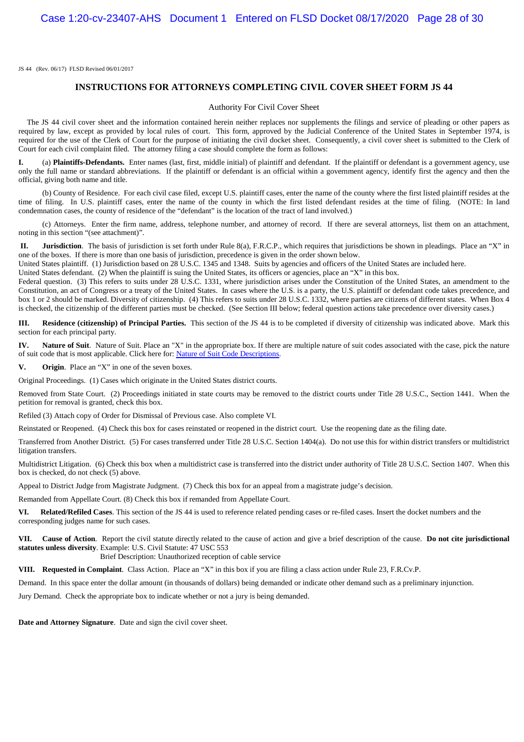JS 44 (Rev. 06/17) FLSD Revised 06/01/2017

## INSTRUCTIONS FOR ATTORNEYS COMPLETING CIVIL COVER SHEET FORM JS 44

Authority For Civil Cover Sheet

The JS 44 civil cover sheet and the information contained herein neither replaces nor supplements the filings and service of pleading or other papers as required by law, except as provided by local rules of court. This form, approved by the Judicial Conference of the United States in September 1974, is required for the use of the Clerk of Court for the purpose of initiating the civil docket sheet. Consequently, a civil cover sheet is submitted to the Clerk of Court for each civil complaint filed. The attorney filing a case should complete the form as follows:

**I.** (a) **Plaintiffs-Defendants.** Enter names (last, first, middle initial) of plaintiff and defendant. If the plaintiff or defendant is a government agency, use only the full name or standard abbreviations. If the plaintiff or defendant is an official within a government agency, identify first the agency and then the official, giving both name and title.

(b) County of Residence. For each civil case filed, except U.S. plaintiff cases, enter the name of the county where the first listed plaintiff resides at the time of filing. In U.S. plaintiff cases, enter the name of the county in which the first listed defendant resides at the time of filing. (NOTE: In land condemnation cases, the county of residence of the "defendant" is the location of the tract of land involved.)

(c) Attorneys. Enter the firm name, address, telephone number, and attorney of record. If there are several attorneys, list them on an attachment, noting in this section "(see attachment)".

**II. Jurisdiction**. The basis of jurisdiction is set forth under Rule 8(a), F.R.C.P., which requires that jurisdictions be shown in pleadings. Place an "X" in one of the boxes. If there is more than one basis of jurisdiction, precedence is given in the order shown below.
United States plaintiff. (1) Jurisdiction based on 28 U.S.C. 1345 and 1348. Suits by agencies and officers of the United States are included here.
United States defendant. (2) When the plaintiff is suing the United States, its officers or agencies, place an "X" in this box.
Federal question. (3) This refers to suits under 28 U.S.C. 1331, where jurisdiction arises under the Constitution of the United States, an amendment to the Constitution, an act of Congress or a treaty of the United States. In cases where the U.S. is a party, the U.S. plaintiff or defendant code takes precedence, and box 1 or 2 should be marked. Diversity of citizenship. (4) This refers to suits under 28 U.S.C. 1332, where parties are citizens of different states. When Box 4 is checked, the citizenship of the different parties must be checked. (See Section III below; federal question actions take precedence over diversity cases.)

**III. Residence (citizenship) of Principal Parties.** This section of the JS 44 is to be completed if diversity of citizenship was indicated above. Mark this section for each principal party.

**IV. Nature of Suit**. Nature of Suit. Place an "X" in the appropriate box. If there are multiple nature of suit codes associated with the case, pick the nature of suit code that is most applicable. Click here for: Nature of Suit Code Descriptions.

**V. Origin**. Place an "X" in one of the seven boxes.

Original Proceedings. (1) Cases which originate in the United States district courts.

Removed from State Court. (2) Proceedings initiated in state courts may be removed to the district courts under Title 28 U.S.C., Section 1441. When the petition for removal is granted, check this box.

Refiled (3) Attach copy of Order for Dismissal of Previous case. Also complete VI.

Reinstated or Reopened. (4) Check this box for cases reinstated or reopened in the district court. Use the reopening date as the filing date.

Transferred from Another District. (5) For cases transferred under Title 28 U.S.C. Section 1404(a). Do not use this for within district transfers or multidistrict litigation transfers.

Multidistrict Litigation. (6) Check this box when a multidistrict case is transferred into the district under authority of Title 28 U.S.C. Section 1407. When this box is checked, do not check (5) above.

Appeal to District Judge from Magistrate Judgment. (7) Check this box for an appeal from a magistrate judge's decision.

Remanded from Appellate Court. (8) Check this box if remanded from Appellate Court.

**VI. Related/Refiled Cases**. This section of the JS 44 is used to reference related pending cases or re-filed cases. Insert the docket numbers and the corresponding judges name for such cases.

**VII. Cause of Action**. Report the civil statute directly related to the cause of action and give a brief description of the cause. **Do not cite jurisdictional statutes unless diversity**. Example: U.S. Civil Statute: 47 USC 553
Brief Description: Unauthorized reception of cable service

**VIII. Requested in Complaint**. Class Action. Place an "X" in this box if you are filing a class action under Rule 23, F.R.Cv.P.

Demand. In this space enter the dollar amount (in thousands of dollars) being demanded or indicate other demand such as a preliminary injunction.

Jury Demand. Check the appropriate box to indicate whether or not a jury is being demanded.

**Date and Attorney Signature**. Date and sign the civil cover sheet.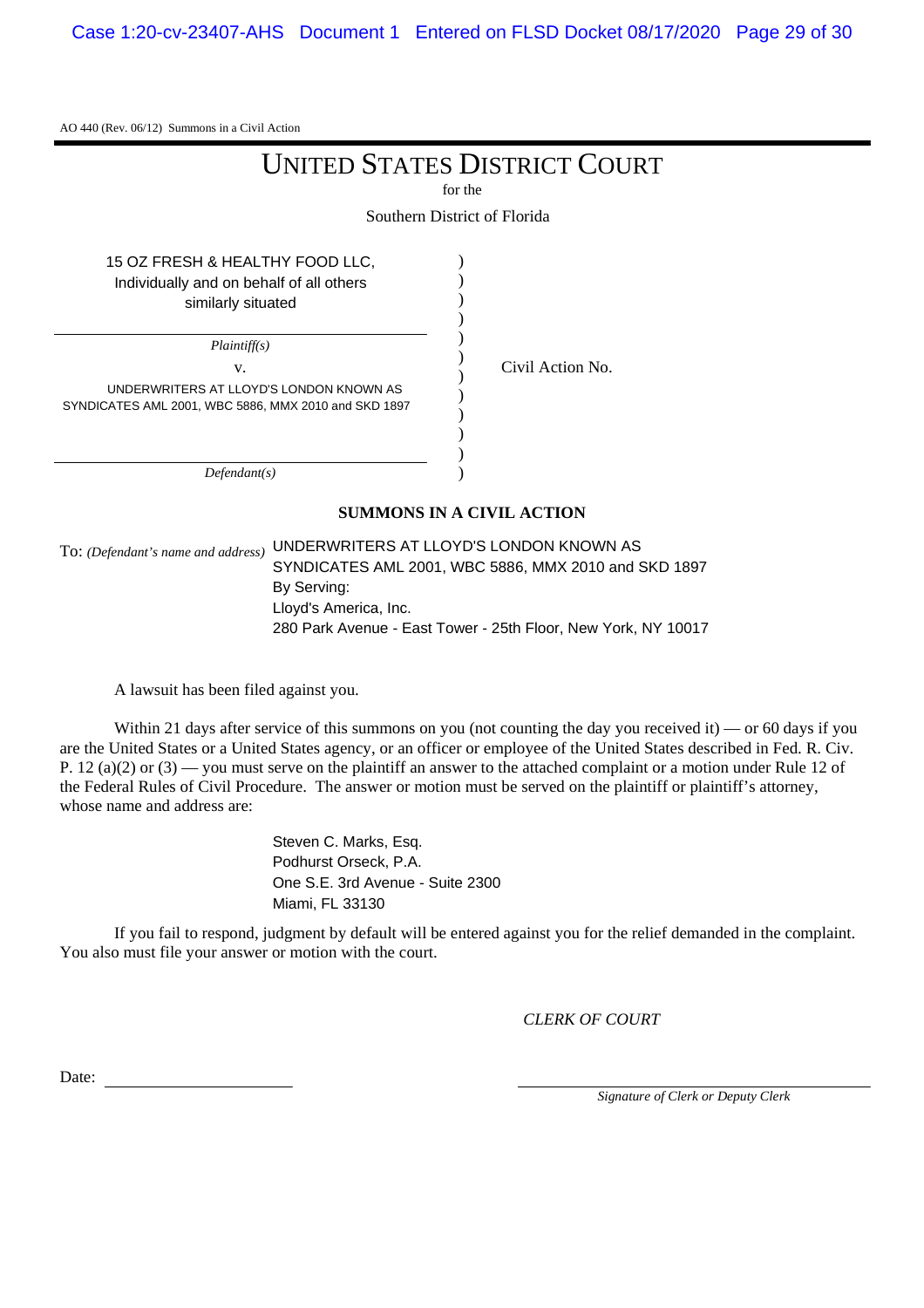AO 440 (Rev. 06/12) Summons in a Civil Action

# UNITED STATES DISTRICT COURT

for the

Southern District of Florida

15 OZ FRESH & HEALTHY FOOD LLC,
Individually and on behalf of all others
similarly situated

*Plaintiff(s)*

v.

UNDERWRITERS AT LLOYD'S LONDON KNOWN AS
SYNDICATES AML 2001, WBC 5886, MMX 2010 and SKD 1897

*Defendant(s)*

Civil Action No.

## SUMMONS IN A CIVIL ACTION

To: *(Defendant's name and address)* UNDERWRITERS AT LLOYD'S LONDON KNOWN AS
SYNDICATES AML 2001, WBC 5886, MMX 2010 and SKD 1897
By Serving:
Lloyd's America, Inc.
280 Park Avenue - East Tower - 25th Floor, New York, NY 10017

A lawsuit has been filed against you.

Within 21 days after service of this summons on you (not counting the day you received it) — or 60 days if you are the United States or a United States agency, or an officer or employee of the United States described in Fed. R. Civ. P. 12 (a)(2) or (3) — you must serve on the plaintiff an answer to the attached complaint or a motion under Rule 12 of the Federal Rules of Civil Procedure. The answer or motion must be served on the plaintiff or plaintiff's attorney, whose name and address are:

Steven C. Marks, Esq.
Podhurst Orseck, P.A.
One S.E. 3rd Avenue - Suite 2300
Miami, FL 33130

If you fail to respond, judgment by default will be entered against you for the relief demanded in the complaint. You also must file your answer or motion with the court.

*CLERK OF COURT*

Date: ______________________

______________________
*Signature of Clerk or Deputy Clerk*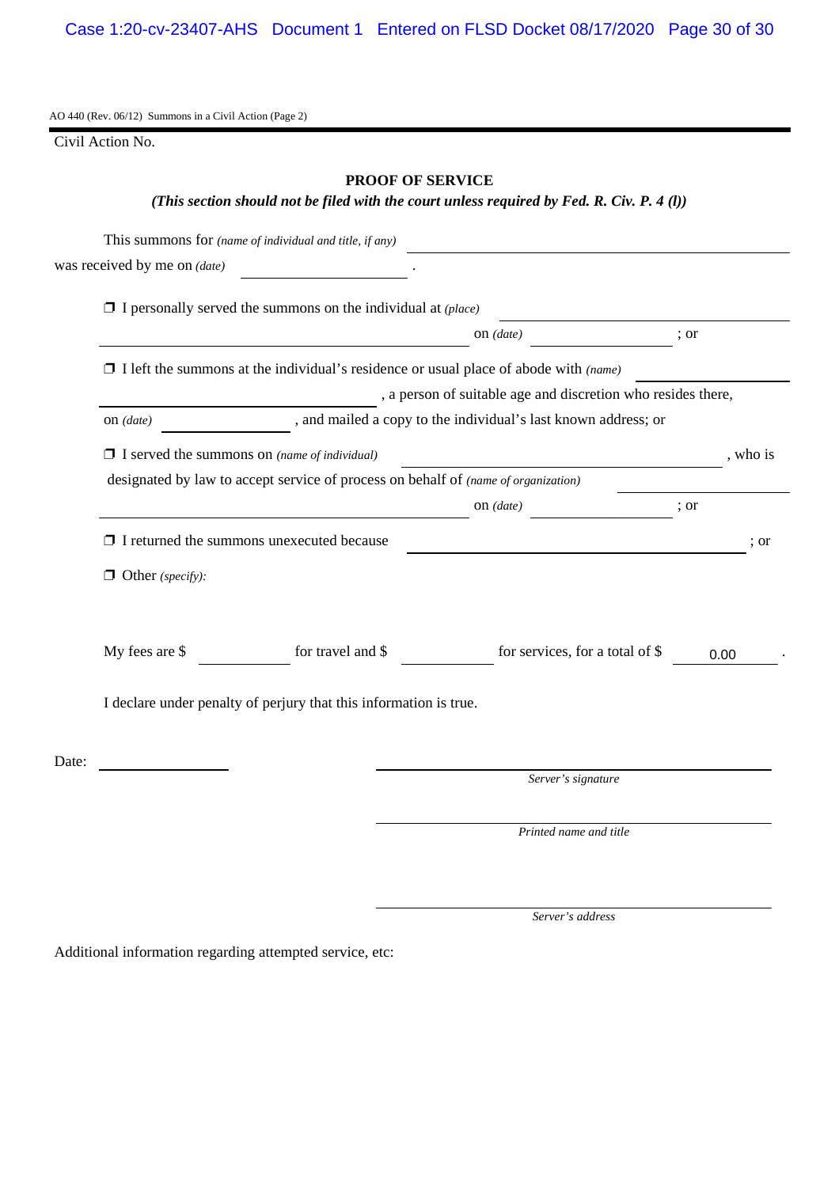AO 440 (Rev. 06/12) Summons in a Civil Action (Page 2)

Civil Action No.

## PROOF OF SERVICE

***(This section should not be filed with the court unless required by Fed. R. Civ. P. 4 (l))***

This summons for *(name of individual and title, if any)* ______________________________

was received by me on *(date)* ____________________ .

☐ I personally served the summons on the individual at *(place)* ______________________________
______________________________ on *(date)* ______________ ; or

☐ I left the summons at the individual's residence or usual place of abode with *(name)* ______________
______________________________ , a person of suitable age and discretion who resides there,
on *(date)* ______________ , and mailed a copy to the individual's last known address; or

☐ I served the summons on *(name of individual)* ______________________________ , who is
designated by law to accept service of process on behalf of *(name of organization)* ______________
______________________________ on *(date)* ______________ ; or

☐ I returned the summons unexecuted because ______________________________ ; or

☐ Other *(specify)*:

My fees are $ __________ for travel and $ __________ for services, for a total of $ 0.00 .

I declare under penalty of perjury that this information is true.

Date: ______________

______________________________
*Server's signature*

______________________________
*Printed name and title*

______________________________
*Server's address*

Additional information regarding attempted service, etc: